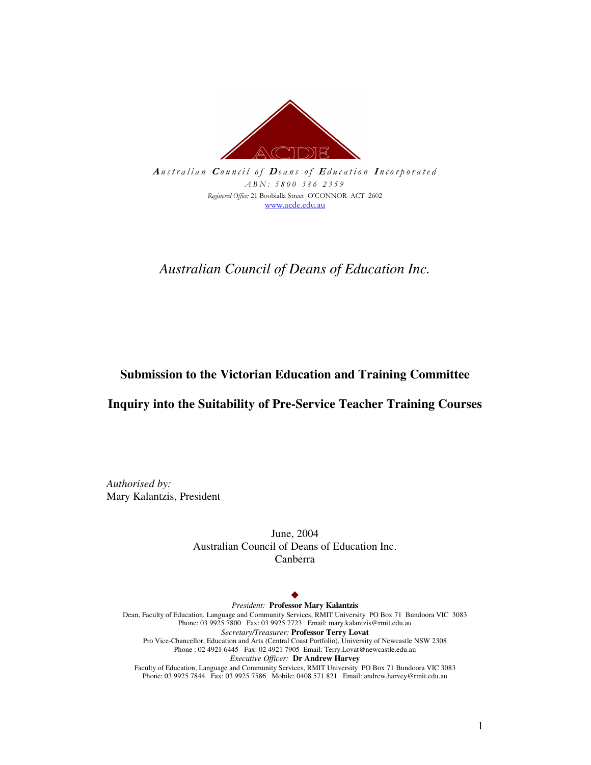ACDE

***Australian Council of Deans of Education Incorporated***

*ABN: 5800 386 2359*

*Registered Office:* 21 Boobialla Street O'CONNOR ACT 2602

www.acde.edu.au

*Australian Council of Deans of Education Inc.*

**Submission to the Victorian Education and Training Committee**

**Inquiry into the Suitability of Pre-Service Teacher Training Courses**

*Authorised by:*
Mary Kalantzis, President

June, 2004
Australian Council of Deans of Education Inc.
Canberra

*President:* **Professor Mary Kalantzis**
Dean, Faculty of Education, Language and Community Services, RMIT University PO Box 71 Bundoora VIC 3083
Phone: 03 9925 7800 Fax: 03 9925 7723 Email: mary.kalantzis@rmit.edu.au

*Secretary/Treasurer:* **Professor Terry Lovat**
Pro Vice-Chancellor, Education and Arts (Central Coast Portfolio), University of Newcastle NSW 2308
Phone : 02 4921 6445 Fax: 02 4921 7905 Email: Terry.Lovat@newcastle.edu.au

*Executive Officer:* **Dr Andrew Harvey**
Faculty of Education, Language and Community Services, RMIT University PO Box 71 Bundoora VIC 3083
Phone: 03 9925 7844 Fax: 03 9925 7586 Mobile: 0408 571 821 Email: andrew.harvey@rmit.edu.au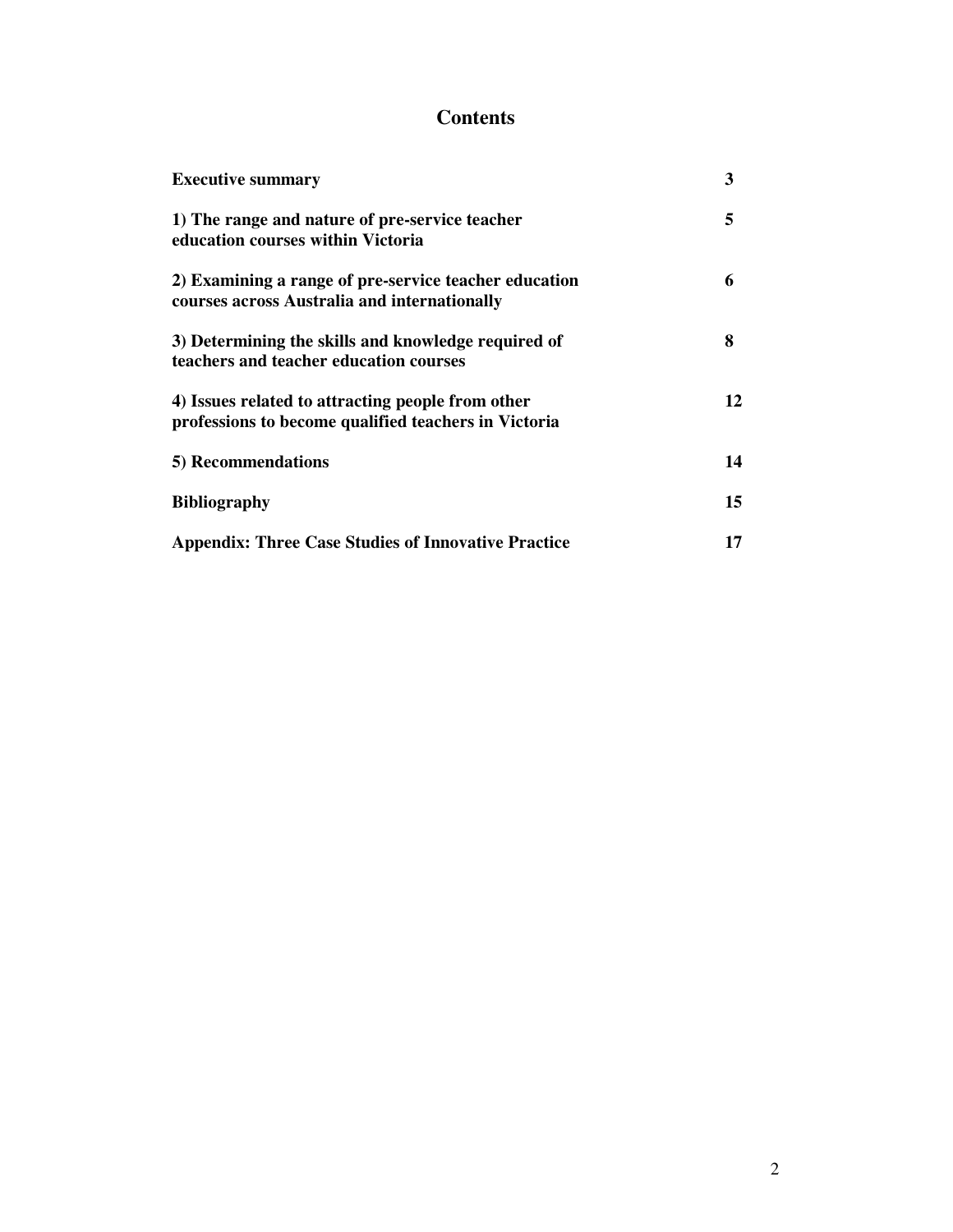# Contents

| | |
|---|---|
| **Executive summary** | **3** |
| **1) The range and nature of pre-service teacher education courses within Victoria** | **5** |
| **2) Examining a range of pre-service teacher education courses across Australia and internationally** | **6** |
| **3) Determining the skills and knowledge required of teachers and teacher education courses** | **8** |
| **4) Issues related to attracting people from other professions to become qualified teachers in Victoria** | **12** |
| **5) Recommendations** | **14** |
| **Bibliography** | **15** |
| **Appendix: Three Case Studies of Innovative Practice** | **17** |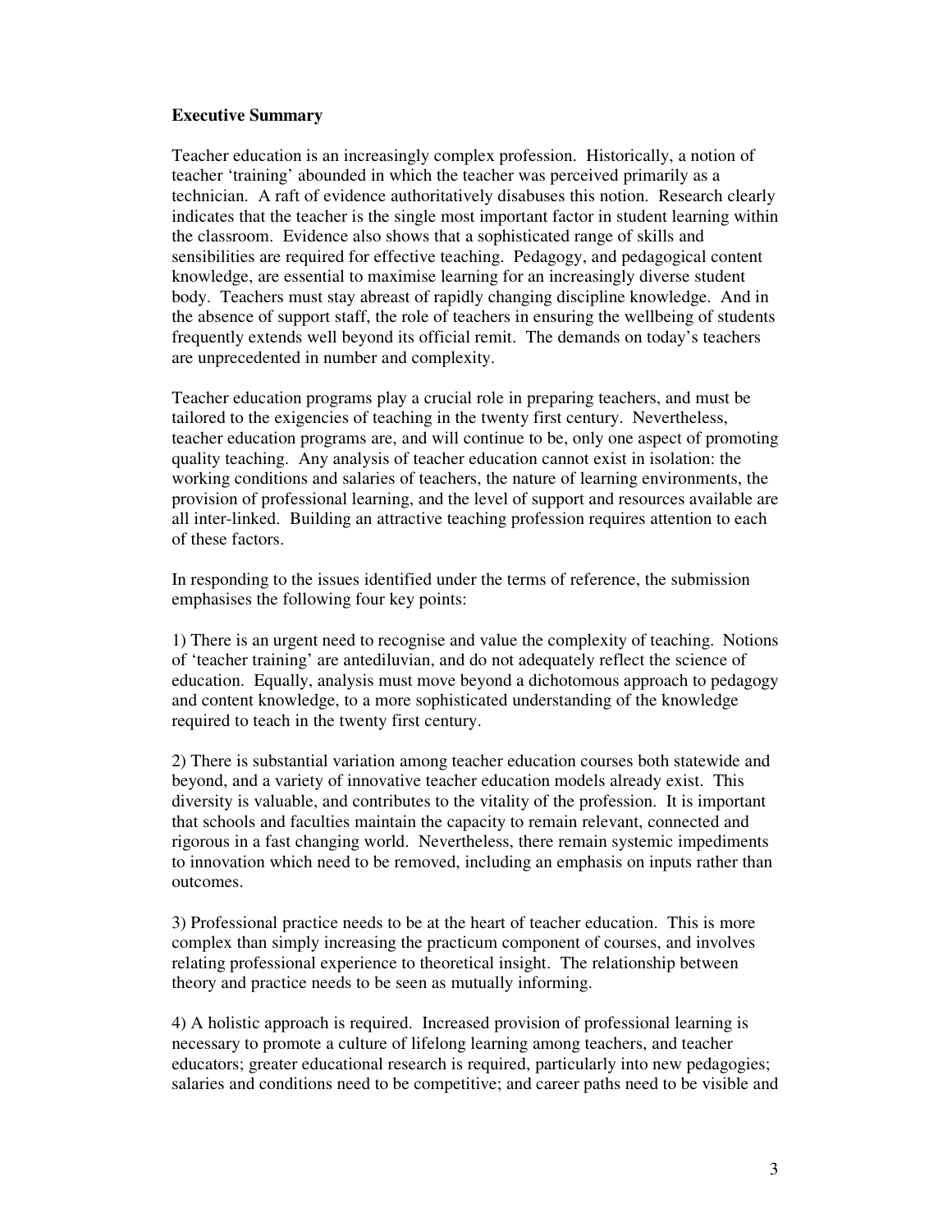**Executive Summary**

Teacher education is an increasingly complex profession. Historically, a notion of teacher 'training' abounded in which the teacher was perceived primarily as a technician. A raft of evidence authoritatively disabuses this notion. Research clearly indicates that the teacher is the single most important factor in student learning within the classroom. Evidence also shows that a sophisticated range of skills and sensibilities are required for effective teaching. Pedagogy, and pedagogical content knowledge, are essential to maximise learning for an increasingly diverse student body. Teachers must stay abreast of rapidly changing discipline knowledge. And in the absence of support staff, the role of teachers in ensuring the wellbeing of students frequently extends well beyond its official remit. The demands on today's teachers are unprecedented in number and complexity.

Teacher education programs play a crucial role in preparing teachers, and must be tailored to the exigencies of teaching in the twenty first century. Nevertheless, teacher education programs are, and will continue to be, only one aspect of promoting quality teaching. Any analysis of teacher education cannot exist in isolation: the working conditions and salaries of teachers, the nature of learning environments, the provision of professional learning, and the level of support and resources available are all inter-linked. Building an attractive teaching profession requires attention to each of these factors.

In responding to the issues identified under the terms of reference, the submission emphasises the following four key points:

1) There is an urgent need to recognise and value the complexity of teaching. Notions of 'teacher training' are antediluvian, and do not adequately reflect the science of education. Equally, analysis must move beyond a dichotomous approach to pedagogy and content knowledge, to a more sophisticated understanding of the knowledge required to teach in the twenty first century.

2) There is substantial variation among teacher education courses both statewide and beyond, and a variety of innovative teacher education models already exist. This diversity is valuable, and contributes to the vitality of the profession. It is important that schools and faculties maintain the capacity to remain relevant, connected and rigorous in a fast changing world. Nevertheless, there remain systemic impediments to innovation which need to be removed, including an emphasis on inputs rather than outcomes.

3) Professional practice needs to be at the heart of teacher education. This is more complex than simply increasing the practicum component of courses, and involves relating professional experience to theoretical insight. The relationship between theory and practice needs to be seen as mutually informing.

4) A holistic approach is required. Increased provision of professional learning is necessary to promote a culture of lifelong learning among teachers, and teacher educators; greater educational research is required, particularly into new pedagogies; salaries and conditions need to be competitive; and career paths need to be visible and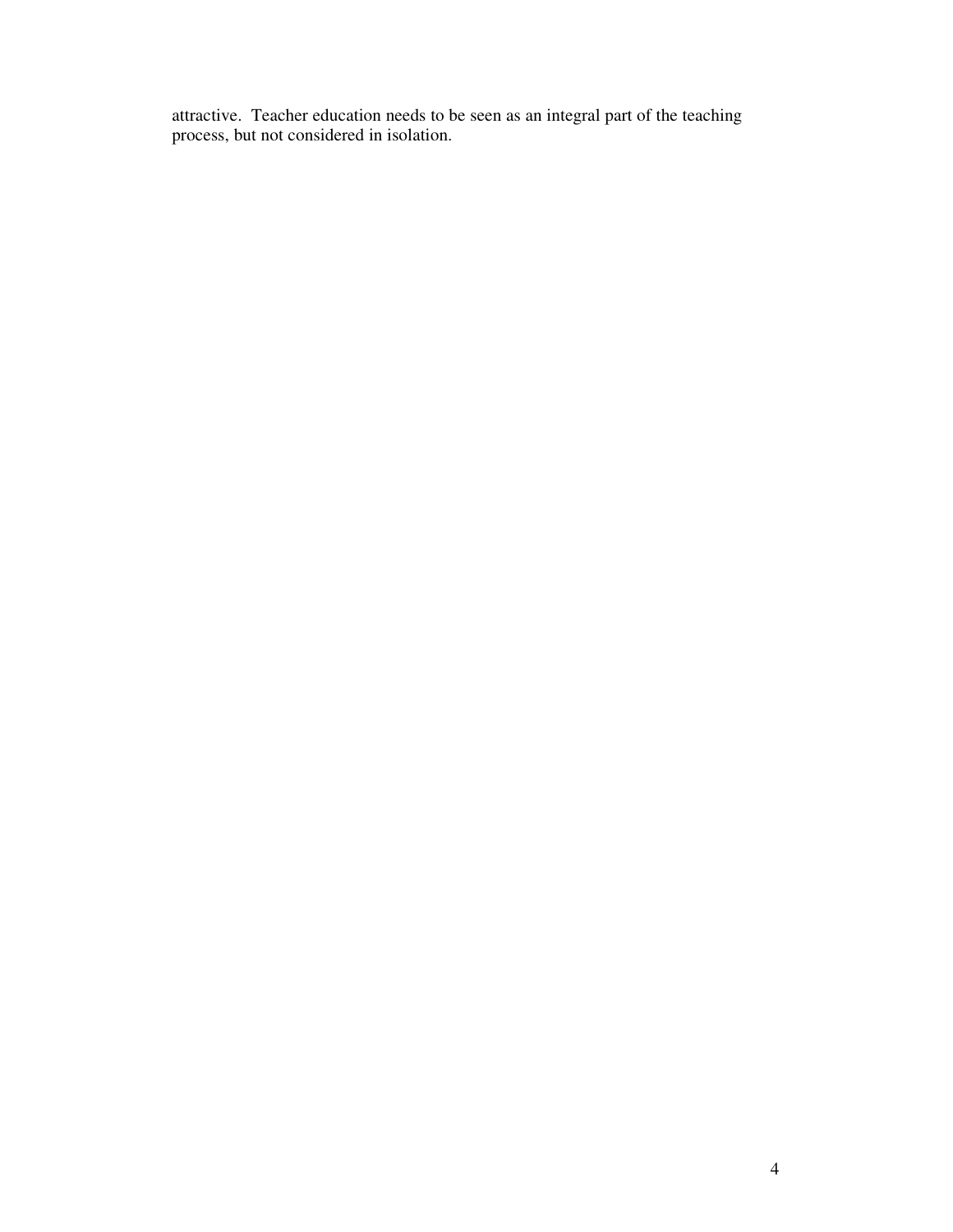attractive.  Teacher education needs to be seen as an integral part of the teaching process, but not considered in isolation.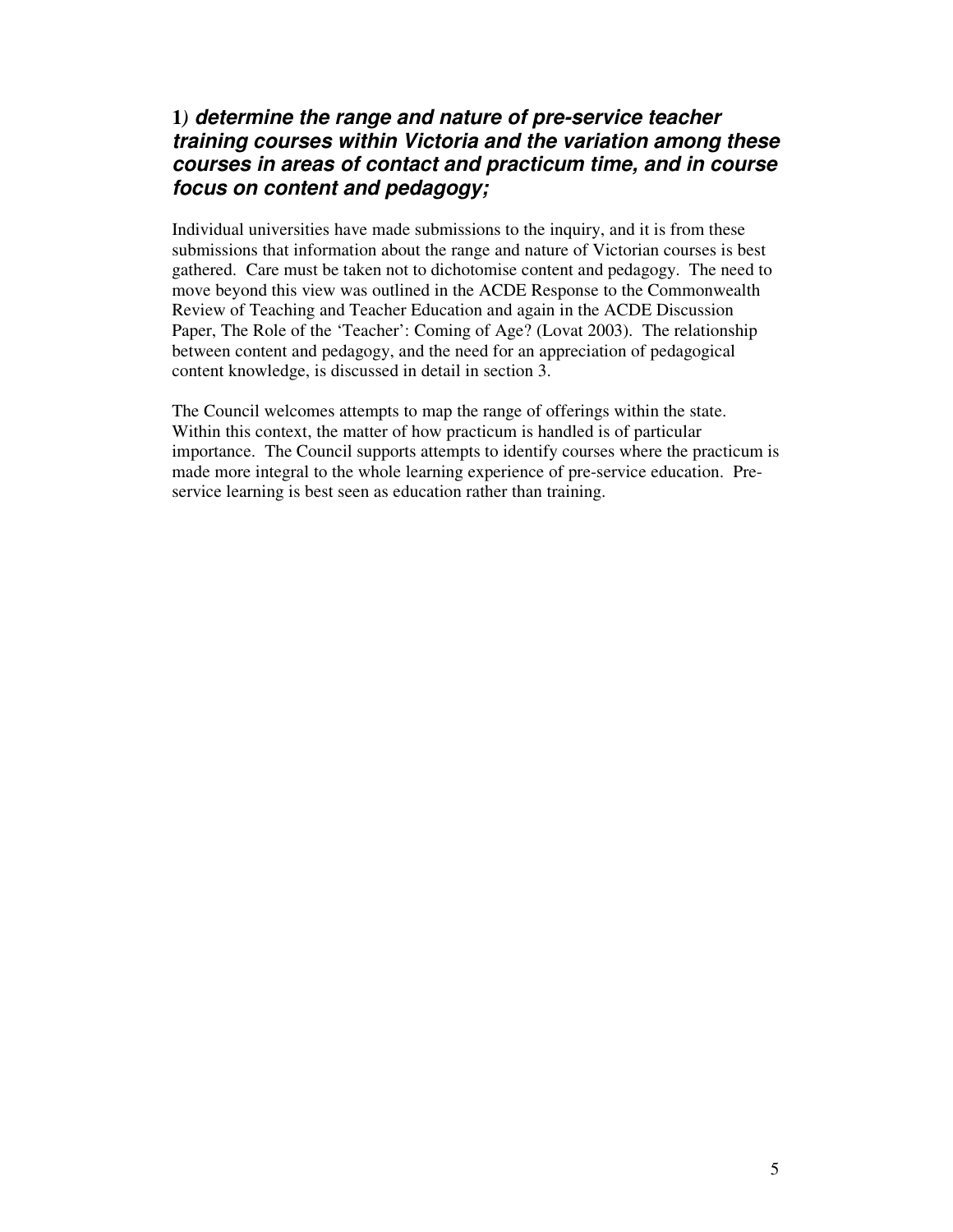### 1) *determine the range and nature of pre-service teacher training courses within Victoria and the variation among these courses in areas of contact and practicum time, and in course focus on content and pedagogy;*

Individual universities have made submissions to the inquiry, and it is from these submissions that information about the range and nature of Victorian courses is best gathered. Care must be taken not to dichotomise content and pedagogy. The need to move beyond this view was outlined in the ACDE Response to the Commonwealth Review of Teaching and Teacher Education and again in the ACDE Discussion Paper, The Role of the 'Teacher': Coming of Age? (Lovat 2003). The relationship between content and pedagogy, and the need for an appreciation of pedagogical content knowledge, is discussed in detail in section 3.

The Council welcomes attempts to map the range of offerings within the state. Within this context, the matter of how practicum is handled is of particular importance. The Council supports attempts to identify courses where the practicum is made more integral to the whole learning experience of pre-service education. Pre-service learning is best seen as education rather than training.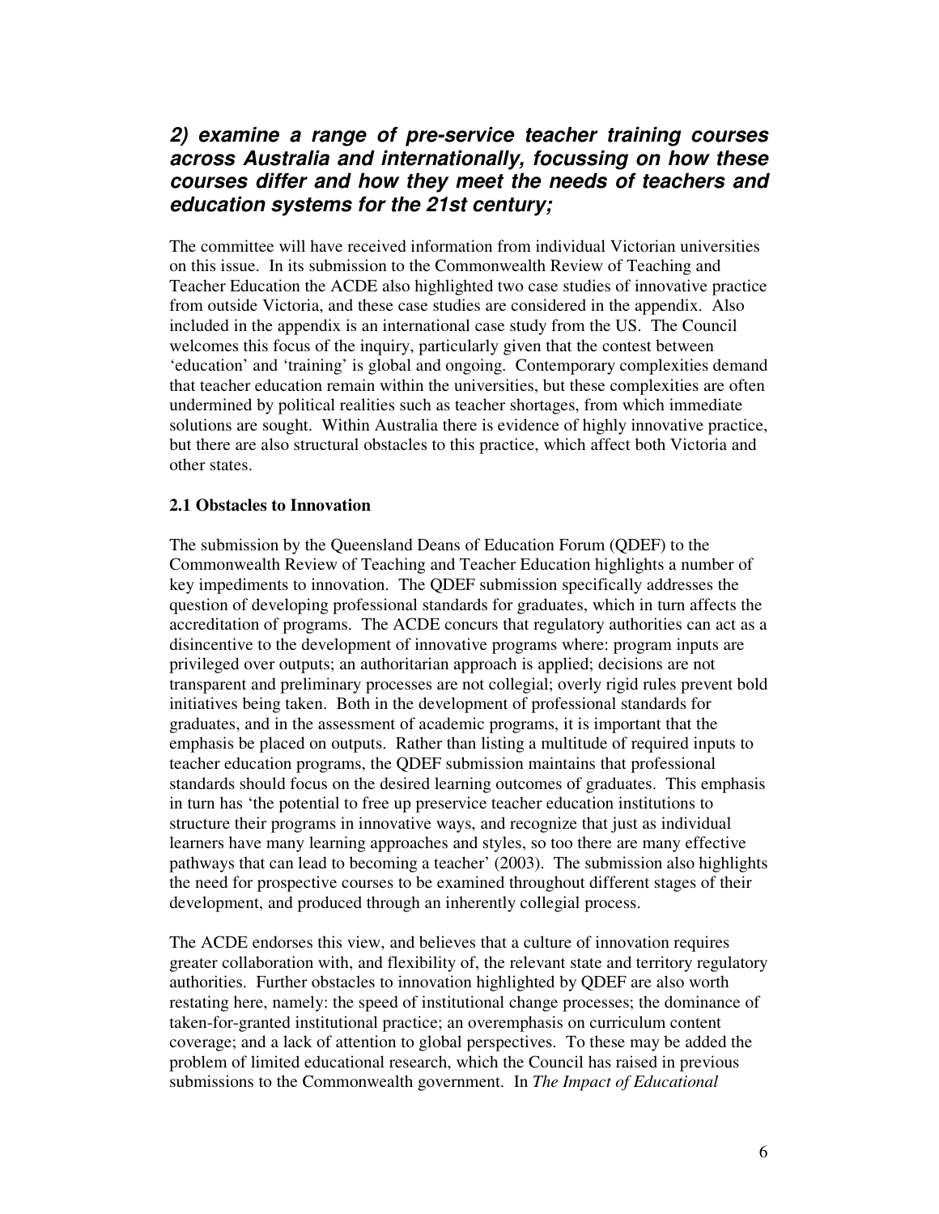## *2) examine a range of pre-service teacher training courses across Australia and internationally, focussing on how these courses differ and how they meet the needs of teachers and education systems for the 21st century;*

The committee will have received information from individual Victorian universities on this issue. In its submission to the Commonwealth Review of Teaching and Teacher Education the ACDE also highlighted two case studies of innovative practice from outside Victoria, and these case studies are considered in the appendix. Also included in the appendix is an international case study from the US. The Council welcomes this focus of the inquiry, particularly given that the contest between 'education' and 'training' is global and ongoing. Contemporary complexities demand that teacher education remain within the universities, but these complexities are often undermined by political realities such as teacher shortages, from which immediate solutions are sought. Within Australia there is evidence of highly innovative practice, but there are also structural obstacles to this practice, which affect both Victoria and other states.

### 2.1 Obstacles to Innovation

The submission by the Queensland Deans of Education Forum (QDEF) to the Commonwealth Review of Teaching and Teacher Education highlights a number of key impediments to innovation. The QDEF submission specifically addresses the question of developing professional standards for graduates, which in turn affects the accreditation of programs. The ACDE concurs that regulatory authorities can act as a disincentive to the development of innovative programs where: program inputs are privileged over outputs; an authoritarian approach is applied; decisions are not transparent and preliminary processes are not collegial; overly rigid rules prevent bold initiatives being taken. Both in the development of professional standards for graduates, and in the assessment of academic programs, it is important that the emphasis be placed on outputs. Rather than listing a multitude of required inputs to teacher education programs, the QDEF submission maintains that professional standards should focus on the desired learning outcomes of graduates. This emphasis in turn has 'the potential to free up preservice teacher education institutions to structure their programs in innovative ways, and recognize that just as individual learners have many learning approaches and styles, so too there are many effective pathways that can lead to becoming a teacher' (2003). The submission also highlights the need for prospective courses to be examined throughout different stages of their development, and produced through an inherently collegial process.

The ACDE endorses this view, and believes that a culture of innovation requires greater collaboration with, and flexibility of, the relevant state and territory regulatory authorities. Further obstacles to innovation highlighted by QDEF are also worth restating here, namely: the speed of institutional change processes; the dominance of taken-for-granted institutional practice; an overemphasis on curriculum content coverage; and a lack of attention to global perspectives. To these may be added the problem of limited educational research, which the Council has raised in previous submissions to the Commonwealth government. In *The Impact of Educational*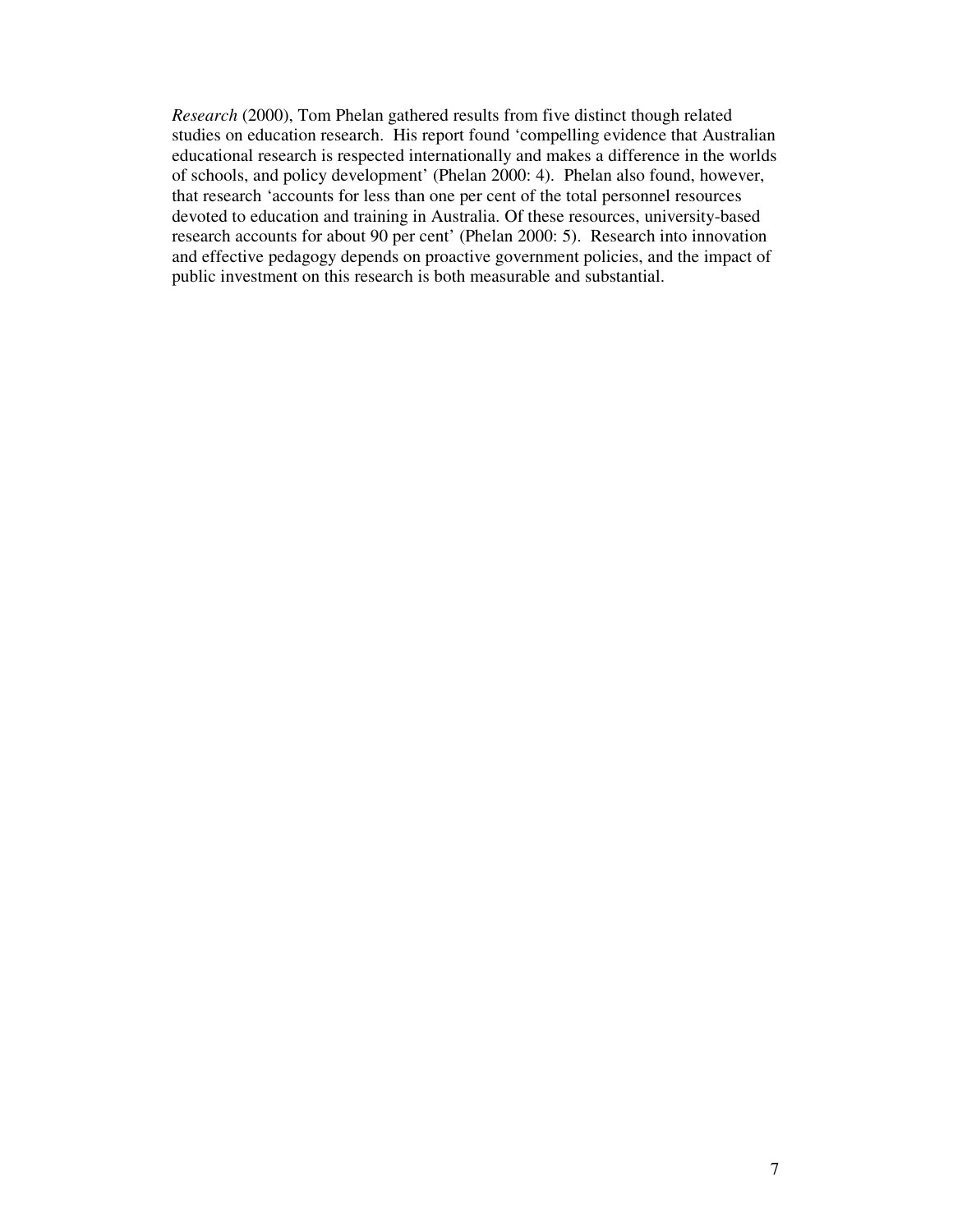*Research* (2000), Tom Phelan gathered results from five distinct though related studies on education research. His report found 'compelling evidence that Australian educational research is respected internationally and makes a difference in the worlds of schools, and policy development' (Phelan 2000: 4). Phelan also found, however, that research 'accounts for less than one per cent of the total personnel resources devoted to education and training in Australia. Of these resources, university-based research accounts for about 90 per cent' (Phelan 2000: 5). Research into innovation and effective pedagogy depends on proactive government policies, and the impact of public investment on this research is both measurable and substantial.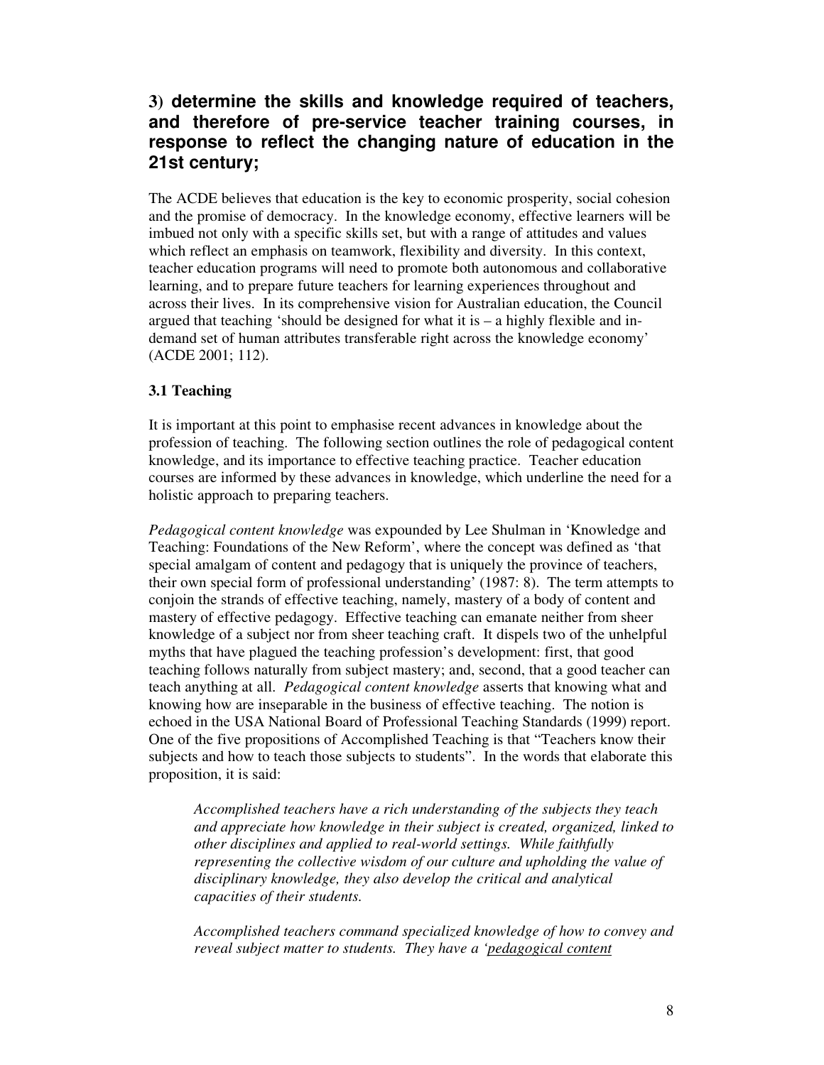## 3) determine the skills and knowledge required of teachers, and therefore of pre-service teacher training courses, in response to reflect the changing nature of education in the 21st century;

The ACDE believes that education is the key to economic prosperity, social cohesion and the promise of democracy. In the knowledge economy, effective learners will be imbued not only with a specific skills set, but with a range of attitudes and values which reflect an emphasis on teamwork, flexibility and diversity. In this context, teacher education programs will need to promote both autonomous and collaborative learning, and to prepare future teachers for learning experiences throughout and across their lives. In its comprehensive vision for Australian education, the Council argued that teaching 'should be designed for what it is – a highly flexible and in-demand set of human attributes transferable right across the knowledge economy' (ACDE 2001; 112).

### 3.1 Teaching

It is important at this point to emphasise recent advances in knowledge about the profession of teaching. The following section outlines the role of pedagogical content knowledge, and its importance to effective teaching practice. Teacher education courses are informed by these advances in knowledge, which underline the need for a holistic approach to preparing teachers.

*Pedagogical content knowledge* was expounded by Lee Shulman in 'Knowledge and Teaching: Foundations of the New Reform', where the concept was defined as 'that special amalgam of content and pedagogy that is uniquely the province of teachers, their own special form of professional understanding' (1987: 8). The term attempts to conjoin the strands of effective teaching, namely, mastery of a body of content and mastery of effective pedagogy. Effective teaching can emanate neither from sheer knowledge of a subject nor from sheer teaching craft. It dispels two of the unhelpful myths that have plagued the teaching profession's development: first, that good teaching follows naturally from subject mastery; and, second, that a good teacher can teach anything at all. *Pedagogical content knowledge* asserts that knowing what and knowing how are inseparable in the business of effective teaching. The notion is echoed in the USA National Board of Professional Teaching Standards (1999) report. One of the five propositions of Accomplished Teaching is that "Teachers know their subjects and how to teach those subjects to students". In the words that elaborate this proposition, it is said:

> *Accomplished teachers have a rich understanding of the subjects they teach and appreciate how knowledge in their subject is created, organized, linked to other disciplines and applied to real-world settings. While faithfully representing the collective wisdom of our culture and upholding the value of disciplinary knowledge, they also develop the critical and analytical capacities of their students.*
>
> *Accomplished teachers command specialized knowledge of how to convey and reveal subject matter to students. They have a '<u>pedagogical content</u>*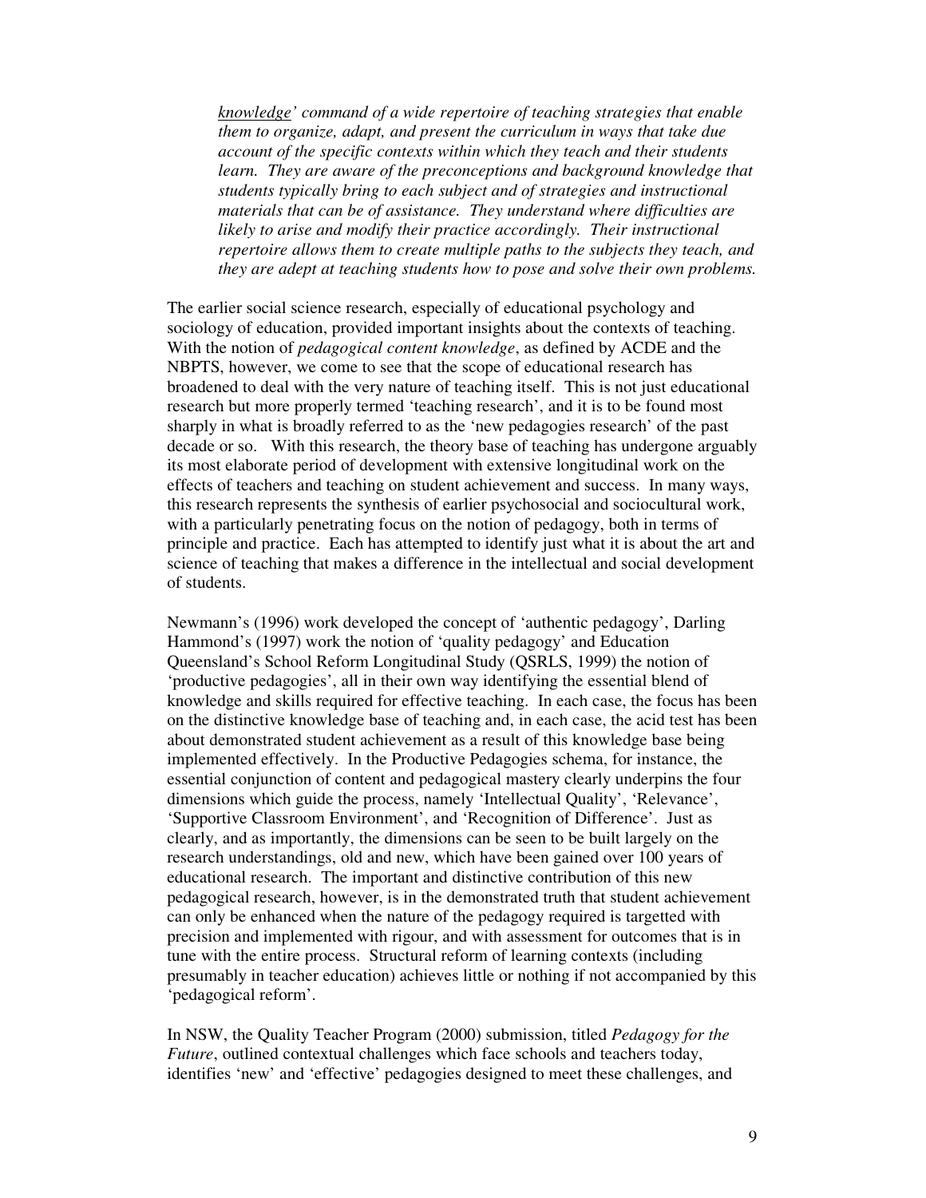*knowledge' command of a wide repertoire of teaching strategies that enable them to organize, adapt, and present the curriculum in ways that take due account of the specific contexts within which they teach and their students learn. They are aware of the preconceptions and background knowledge that students typically bring to each subject and of strategies and instructional materials that can be of assistance. They understand where difficulties are likely to arise and modify their practice accordingly. Their instructional repertoire allows them to create multiple paths to the subjects they teach, and they are adept at teaching students how to pose and solve their own problems.*

The earlier social science research, especially of educational psychology and sociology of education, provided important insights about the contexts of teaching. With the notion of *pedagogical content knowledge*, as defined by ACDE and the NBPTS, however, we come to see that the scope of educational research has broadened to deal with the very nature of teaching itself. This is not just educational research but more properly termed 'teaching research', and it is to be found most sharply in what is broadly referred to as the 'new pedagogies research' of the past decade or so. With this research, the theory base of teaching has undergone arguably its most elaborate period of development with extensive longitudinal work on the effects of teachers and teaching on student achievement and success. In many ways, this research represents the synthesis of earlier psychosocial and sociocultural work, with a particularly penetrating focus on the notion of pedagogy, both in terms of principle and practice. Each has attempted to identify just what it is about the art and science of teaching that makes a difference in the intellectual and social development of students.

Newmann's (1996) work developed the concept of 'authentic pedagogy', Darling Hammond's (1997) work the notion of 'quality pedagogy' and Education Queensland's School Reform Longitudinal Study (QSRLS, 1999) the notion of 'productive pedagogies', all in their own way identifying the essential blend of knowledge and skills required for effective teaching. In each case, the focus has been on the distinctive knowledge base of teaching and, in each case, the acid test has been about demonstrated student achievement as a result of this knowledge base being implemented effectively. In the Productive Pedagogies schema, for instance, the essential conjunction of content and pedagogical mastery clearly underpins the four dimensions which guide the process, namely 'Intellectual Quality', 'Relevance', 'Supportive Classroom Environment', and 'Recognition of Difference'. Just as clearly, and as importantly, the dimensions can be seen to be built largely on the research understandings, old and new, which have been gained over 100 years of educational research. The important and distinctive contribution of this new pedagogical research, however, is in the demonstrated truth that student achievement can only be enhanced when the nature of the pedagogy required is targetted with precision and implemented with rigour, and with assessment for outcomes that is in tune with the entire process. Structural reform of learning contexts (including presumably in teacher education) achieves little or nothing if not accompanied by this 'pedagogical reform'.

In NSW, the Quality Teacher Program (2000) submission, titled *Pedagogy for the Future*, outlined contextual challenges which face schools and teachers today, identifies 'new' and 'effective' pedagogies designed to meet these challenges, and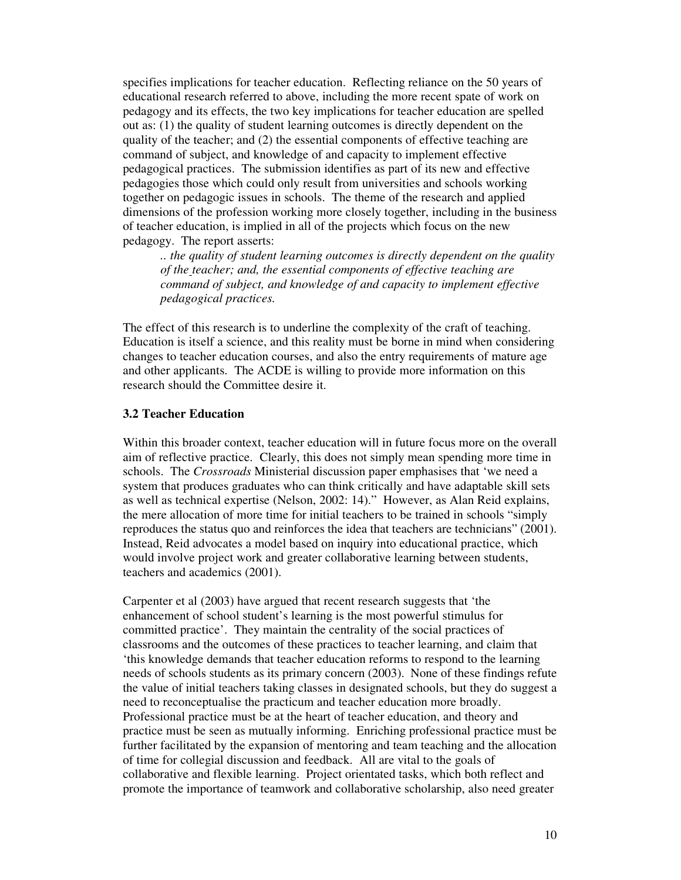specifies implications for teacher education. Reflecting reliance on the 50 years of educational research referred to above, including the more recent spate of work on pedagogy and its effects, the two key implications for teacher education are spelled out as: (1) the quality of student learning outcomes is directly dependent on the quality of the teacher; and (2) the essential components of effective teaching are command of subject, and knowledge of and capacity to implement effective pedagogical practices. The submission identifies as part of its new and effective pedagogies those which could only result from universities and schools working together on pedagogic issues in schools. The theme of the research and applied dimensions of the profession working more closely together, including in the business of teacher education, is implied in all of the projects which focus on the new pedagogy. The report asserts:

> *.. the quality of student learning outcomes is directly dependent on the quality of the teacher; and, the essential components of effective teaching are command of subject, and knowledge of and capacity to implement effective pedagogical practices.*

The effect of this research is to underline the complexity of the craft of teaching. Education is itself a science, and this reality must be borne in mind when considering changes to teacher education courses, and also the entry requirements of mature age and other applicants. The ACDE is willing to provide more information on this research should the Committee desire it.

### 3.2 Teacher Education

Within this broader context, teacher education will in future focus more on the overall aim of reflective practice. Clearly, this does not simply mean spending more time in schools. The *Crossroads* Ministerial discussion paper emphasises that 'we need a system that produces graduates who can think critically and have adaptable skill sets as well as technical expertise (Nelson, 2002: 14)." However, as Alan Reid explains, the mere allocation of more time for initial teachers to be trained in schools "simply reproduces the status quo and reinforces the idea that teachers are technicians" (2001). Instead, Reid advocates a model based on inquiry into educational practice, which would involve project work and greater collaborative learning between students, teachers and academics (2001).

Carpenter et al (2003) have argued that recent research suggests that 'the enhancement of school student's learning is the most powerful stimulus for committed practice'. They maintain the centrality of the social practices of classrooms and the outcomes of these practices to teacher learning, and claim that 'this knowledge demands that teacher education reforms to respond to the learning needs of schools students as its primary concern (2003). None of these findings refute the value of initial teachers taking classes in designated schools, but they do suggest a need to reconceptualise the practicum and teacher education more broadly. Professional practice must be at the heart of teacher education, and theory and practice must be seen as mutually informing. Enriching professional practice must be further facilitated by the expansion of mentoring and team teaching and the allocation of time for collegial discussion and feedback. All are vital to the goals of collaborative and flexible learning. Project orientated tasks, which both reflect and promote the importance of teamwork and collaborative scholarship, also need greater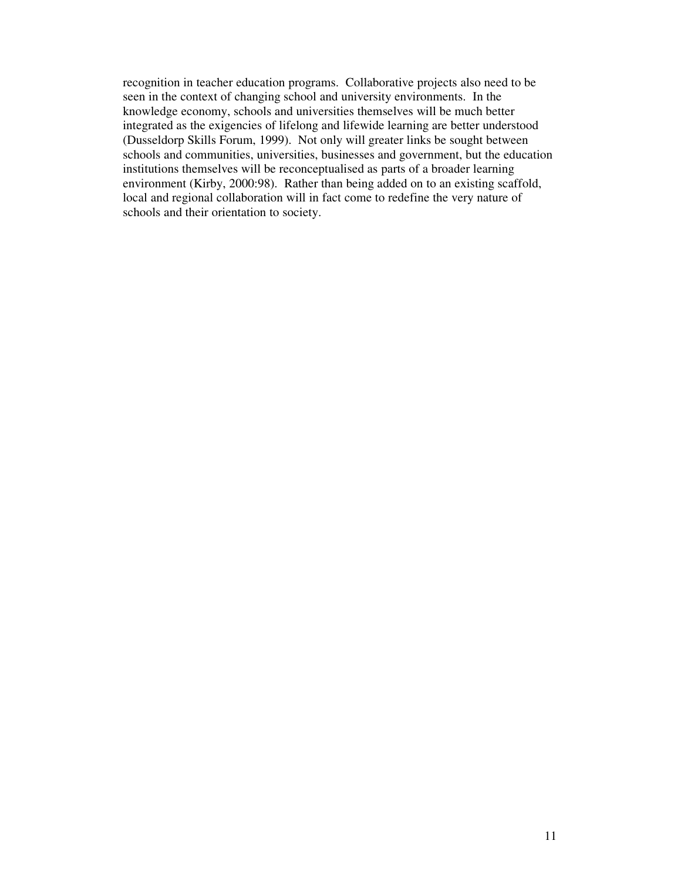recognition in teacher education programs. Collaborative projects also need to be seen in the context of changing school and university environments. In the knowledge economy, schools and universities themselves will be much better integrated as the exigencies of lifelong and lifewide learning are better understood (Dusseldorp Skills Forum, 1999). Not only will greater links be sought between schools and communities, universities, businesses and government, but the education institutions themselves will be reconceptualised as parts of a broader learning environment (Kirby, 2000:98). Rather than being added on to an existing scaffold, local and regional collaboration will in fact come to redefine the very nature of schools and their orientation to society.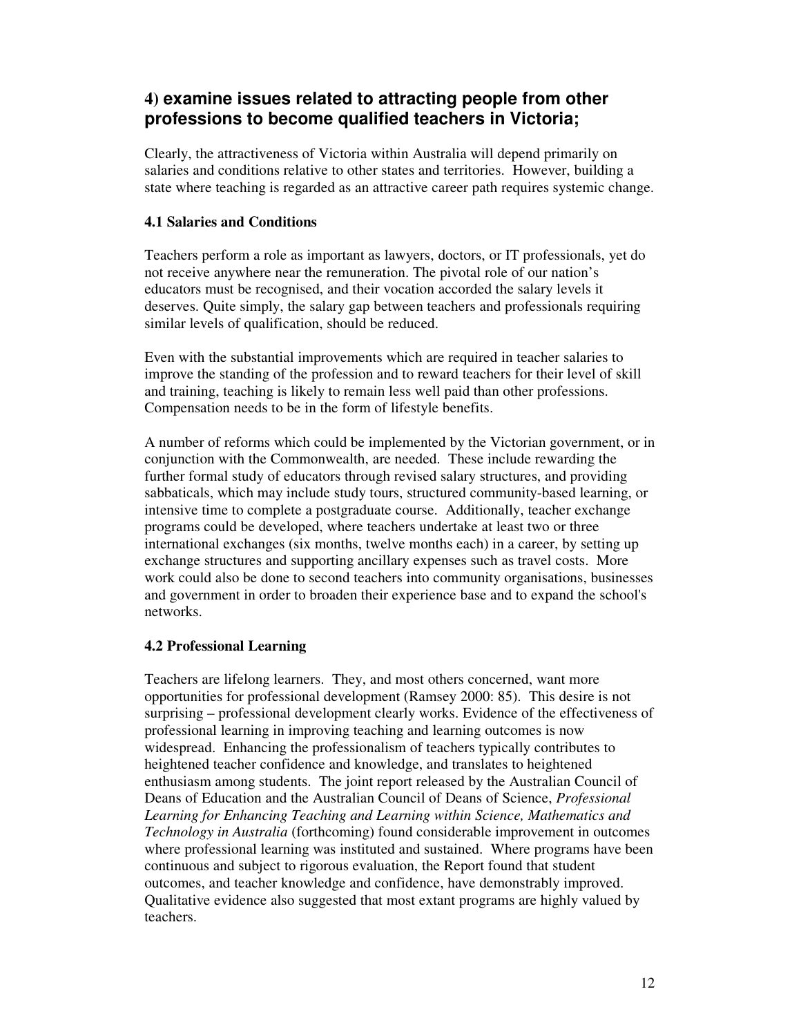## 4) examine issues related to attracting people from other professions to become qualified teachers in Victoria;

Clearly, the attractiveness of Victoria within Australia will depend primarily on salaries and conditions relative to other states and territories. However, building a state where teaching is regarded as an attractive career path requires systemic change.

### 4.1 Salaries and Conditions

Teachers perform a role as important as lawyers, doctors, or IT professionals, yet do not receive anywhere near the remuneration. The pivotal role of our nation's educators must be recognised, and their vocation accorded the salary levels it deserves. Quite simply, the salary gap between teachers and professionals requiring similar levels of qualification, should be reduced.

Even with the substantial improvements which are required in teacher salaries to improve the standing of the profession and to reward teachers for their level of skill and training, teaching is likely to remain less well paid than other professions. Compensation needs to be in the form of lifestyle benefits.

A number of reforms which could be implemented by the Victorian government, or in conjunction with the Commonwealth, are needed. These include rewarding the further formal study of educators through revised salary structures, and providing sabbaticals, which may include study tours, structured community-based learning, or intensive time to complete a postgraduate course. Additionally, teacher exchange programs could be developed, where teachers undertake at least two or three international exchanges (six months, twelve months each) in a career, by setting up exchange structures and supporting ancillary expenses such as travel costs. More work could also be done to second teachers into community organisations, businesses and government in order to broaden their experience base and to expand the school's networks.

### 4.2 Professional Learning

Teachers are lifelong learners. They, and most others concerned, want more opportunities for professional development (Ramsey 2000: 85). This desire is not surprising – professional development clearly works. Evidence of the effectiveness of professional learning in improving teaching and learning outcomes is now widespread. Enhancing the professionalism of teachers typically contributes to heightened teacher confidence and knowledge, and translates to heightened enthusiasm among students. The joint report released by the Australian Council of Deans of Education and the Australian Council of Deans of Science, *Professional Learning for Enhancing Teaching and Learning within Science, Mathematics and Technology in Australia* (forthcoming) found considerable improvement in outcomes where professional learning was instituted and sustained. Where programs have been continuous and subject to rigorous evaluation, the Report found that student outcomes, and teacher knowledge and confidence, have demonstrably improved. Qualitative evidence also suggested that most extant programs are highly valued by teachers.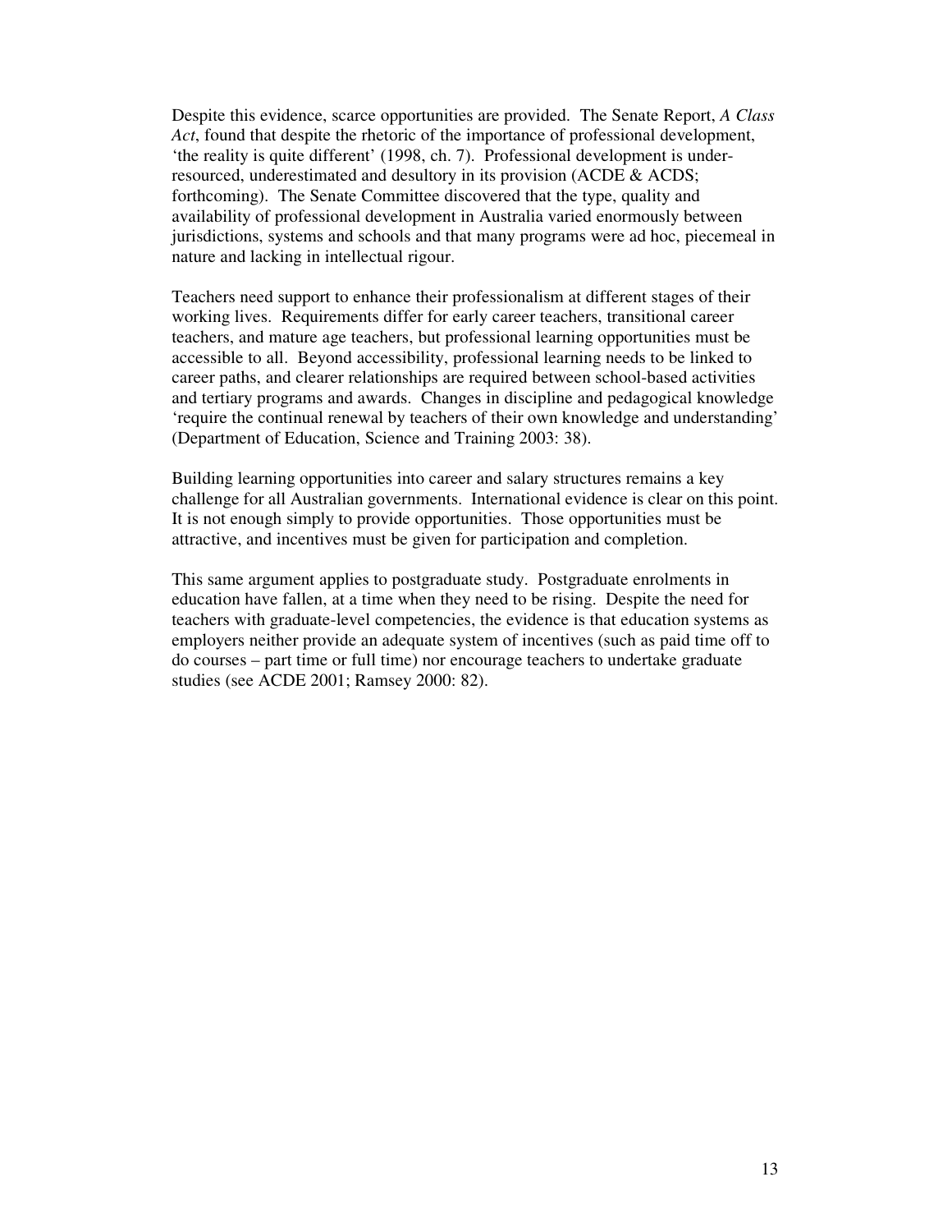Despite this evidence, scarce opportunities are provided. The Senate Report, *A Class Act*, found that despite the rhetoric of the importance of professional development, 'the reality is quite different' (1998, ch. 7). Professional development is under-resourced, underestimated and desultory in its provision (ACDE & ACDS; forthcoming). The Senate Committee discovered that the type, quality and availability of professional development in Australia varied enormously between jurisdictions, systems and schools and that many programs were ad hoc, piecemeal in nature and lacking in intellectual rigour.

Teachers need support to enhance their professionalism at different stages of their working lives. Requirements differ for early career teachers, transitional career teachers, and mature age teachers, but professional learning opportunities must be accessible to all. Beyond accessibility, professional learning needs to be linked to career paths, and clearer relationships are required between school-based activities and tertiary programs and awards. Changes in discipline and pedagogical knowledge 'require the continual renewal by teachers of their own knowledge and understanding' (Department of Education, Science and Training 2003: 38).

Building learning opportunities into career and salary structures remains a key challenge for all Australian governments. International evidence is clear on this point. It is not enough simply to provide opportunities. Those opportunities must be attractive, and incentives must be given for participation and completion.

This same argument applies to postgraduate study. Postgraduate enrolments in education have fallen, at a time when they need to be rising. Despite the need for teachers with graduate-level competencies, the evidence is that education systems as employers neither provide an adequate system of incentives (such as paid time off to do courses – part time or full time) nor encourage teachers to undertake graduate studies (see ACDE 2001; Ramsey 2000: 82).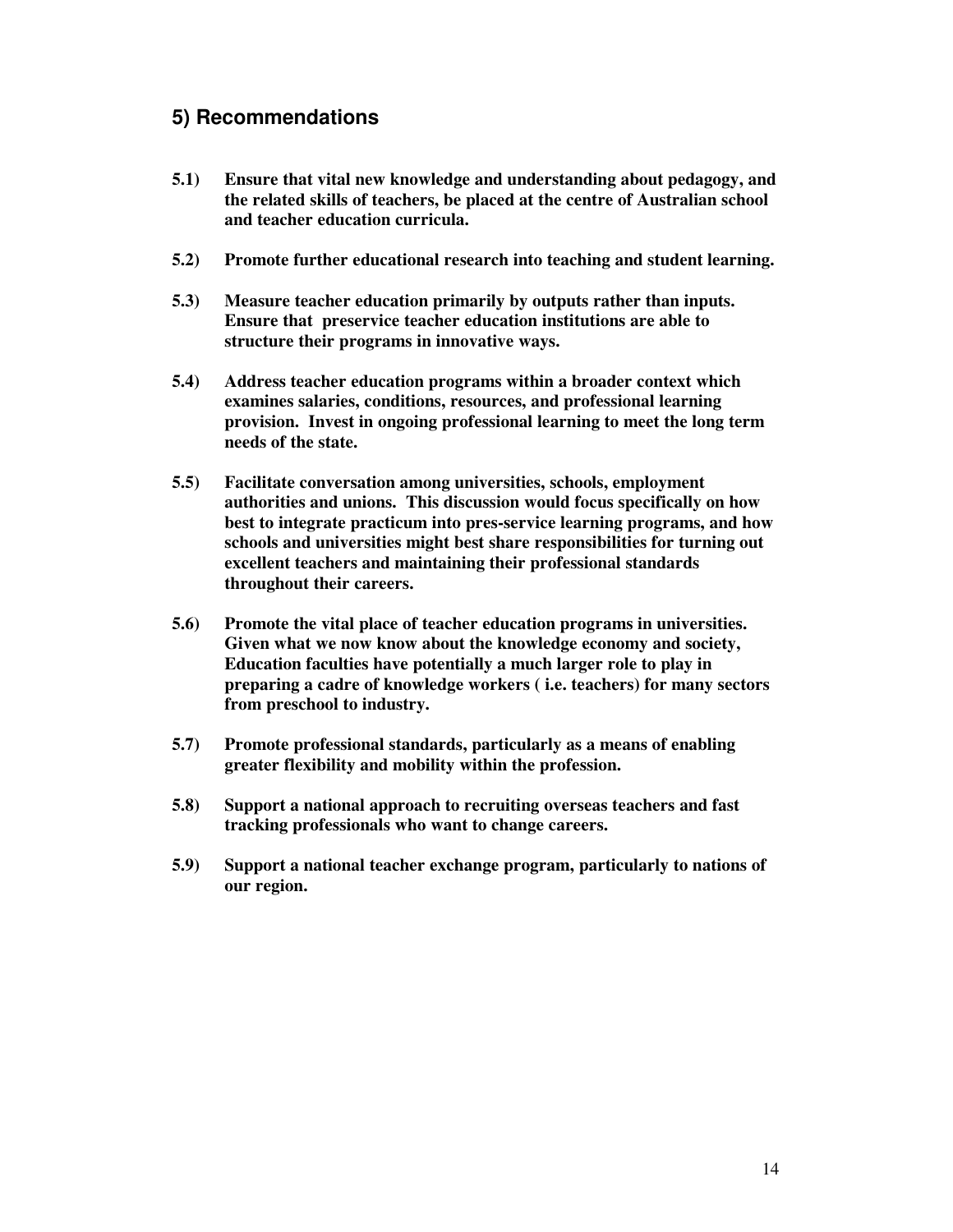## 5) Recommendations

**5.1) Ensure that vital new knowledge and understanding about pedagogy, and the related skills of teachers, be placed at the centre of Australian school and teacher education curricula.**

**5.2) Promote further educational research into teaching and student learning.**

**5.3) Measure teacher education primarily by outputs rather than inputs. Ensure that preservice teacher education institutions are able to structure their programs in innovative ways.**

**5.4) Address teacher education programs within a broader context which examines salaries, conditions, resources, and professional learning provision. Invest in ongoing professional learning to meet the long term needs of the state.**

**5.5) Facilitate conversation among universities, schools, employment authorities and unions. This discussion would focus specifically on how best to integrate practicum into pres-service learning programs, and how schools and universities might best share responsibilities for turning out excellent teachers and maintaining their professional standards throughout their careers.**

**5.6) Promote the vital place of teacher education programs in universities. Given what we now know about the knowledge economy and society, Education faculties have potentially a much larger role to play in preparing a cadre of knowledge workers ( i.e. teachers) for many sectors from preschool to industry.**

**5.7) Promote professional standards, particularly as a means of enabling greater flexibility and mobility within the profession.**

**5.8) Support a national approach to recruiting overseas teachers and fast tracking professionals who want to change careers.**

**5.9) Support a national teacher exchange program, particularly to nations of our region.**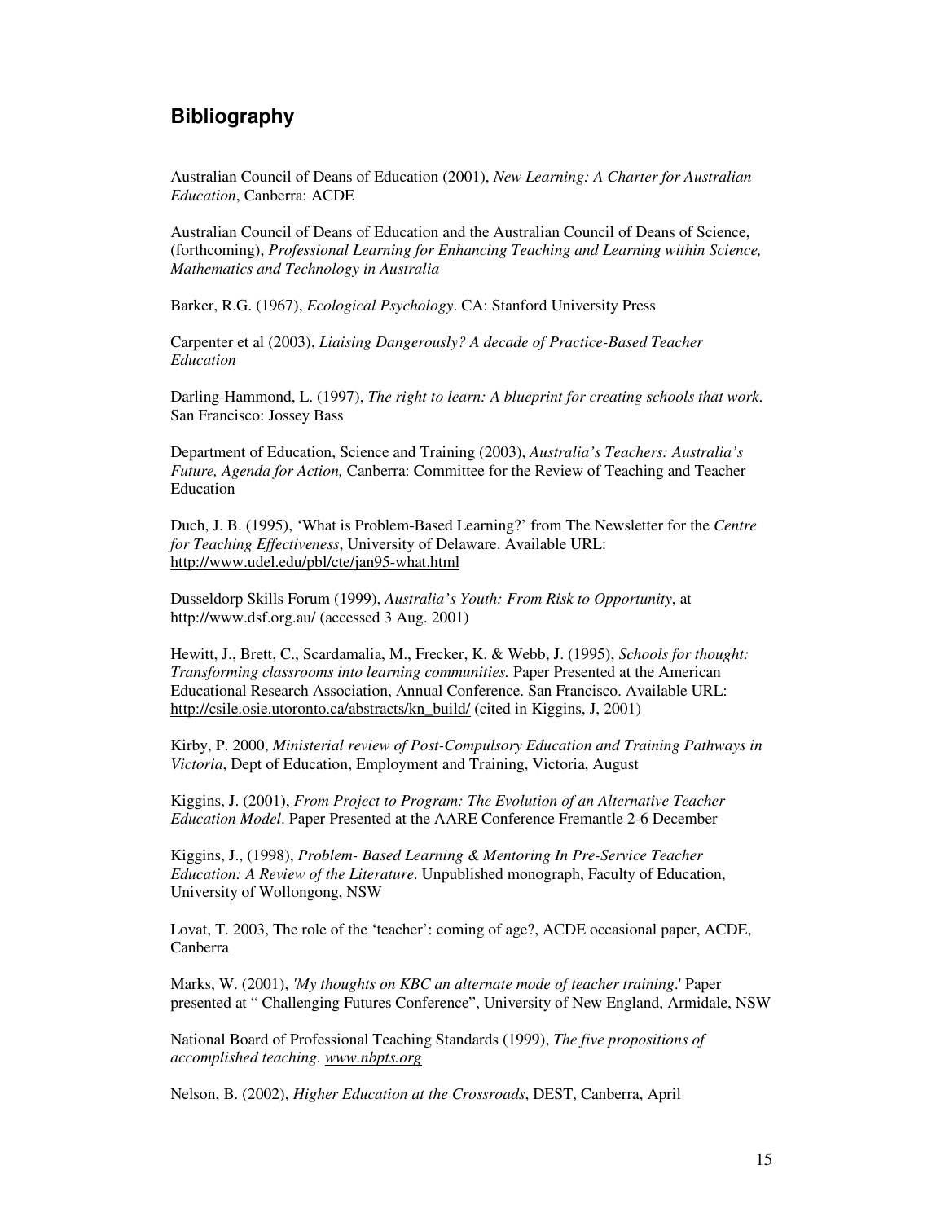## Bibliography

Australian Council of Deans of Education (2001), *New Learning: A Charter for Australian Education*, Canberra: ACDE

Australian Council of Deans of Education and the Australian Council of Deans of Science, (forthcoming), *Professional Learning for Enhancing Teaching and Learning within Science, Mathematics and Technology in Australia*

Barker, R.G. (1967), *Ecological Psychology*. CA: Stanford University Press

Carpenter et al (2003), *Liaising Dangerously? A decade of Practice-Based Teacher Education*

Darling-Hammond, L. (1997), *The right to learn: A blueprint for creating schools that work*. San Francisco: Jossey Bass

Department of Education, Science and Training (2003), *Australia's Teachers: Australia's Future, Agenda for Action,* Canberra: Committee for the Review of Teaching and Teacher Education

Duch, J. B. (1995), 'What is Problem-Based Learning?' from The Newsletter for the *Centre for Teaching Effectiveness*, University of Delaware. Available URL: http://www.udel.edu/pbl/cte/jan95-what.html

Dusseldorp Skills Forum (1999), *Australia's Youth: From Risk to Opportunity*, at http://www.dsf.org.au/ (accessed 3 Aug. 2001)

Hewitt, J., Brett, C., Scardamalia, M., Frecker, K. & Webb, J. (1995), *Schools for thought: Transforming classrooms into learning communities.* Paper Presented at the American Educational Research Association, Annual Conference. San Francisco. Available URL: http://csile.osie.utoronto.ca/abstracts/kn_build/ (cited in Kiggins, J, 2001)

Kirby, P. 2000, *Ministerial review of Post-Compulsory Education and Training Pathways in Victoria*, Dept of Education, Employment and Training, Victoria, August

Kiggins, J. (2001), *From Project to Program: The Evolution of an Alternative Teacher Education Model*. Paper Presented at the AARE Conference Fremantle 2-6 December

Kiggins, J., (1998), *Problem- Based Learning & Mentoring In Pre-Service Teacher Education: A Review of the Literature*. Unpublished monograph, Faculty of Education, University of Wollongong, NSW

Lovat, T. 2003, The role of the 'teacher': coming of age?, ACDE occasional paper, ACDE, Canberra

Marks, W. (2001), *'My thoughts on KBC an alternate mode of teacher training*.' Paper presented at " Challenging Futures Conference", University of New England, Armidale, NSW

National Board of Professional Teaching Standards (1999), *The five propositions of accomplished teaching. www.nbpts.org*

Nelson, B. (2002), *Higher Education at the Crossroads*, DEST, Canberra, April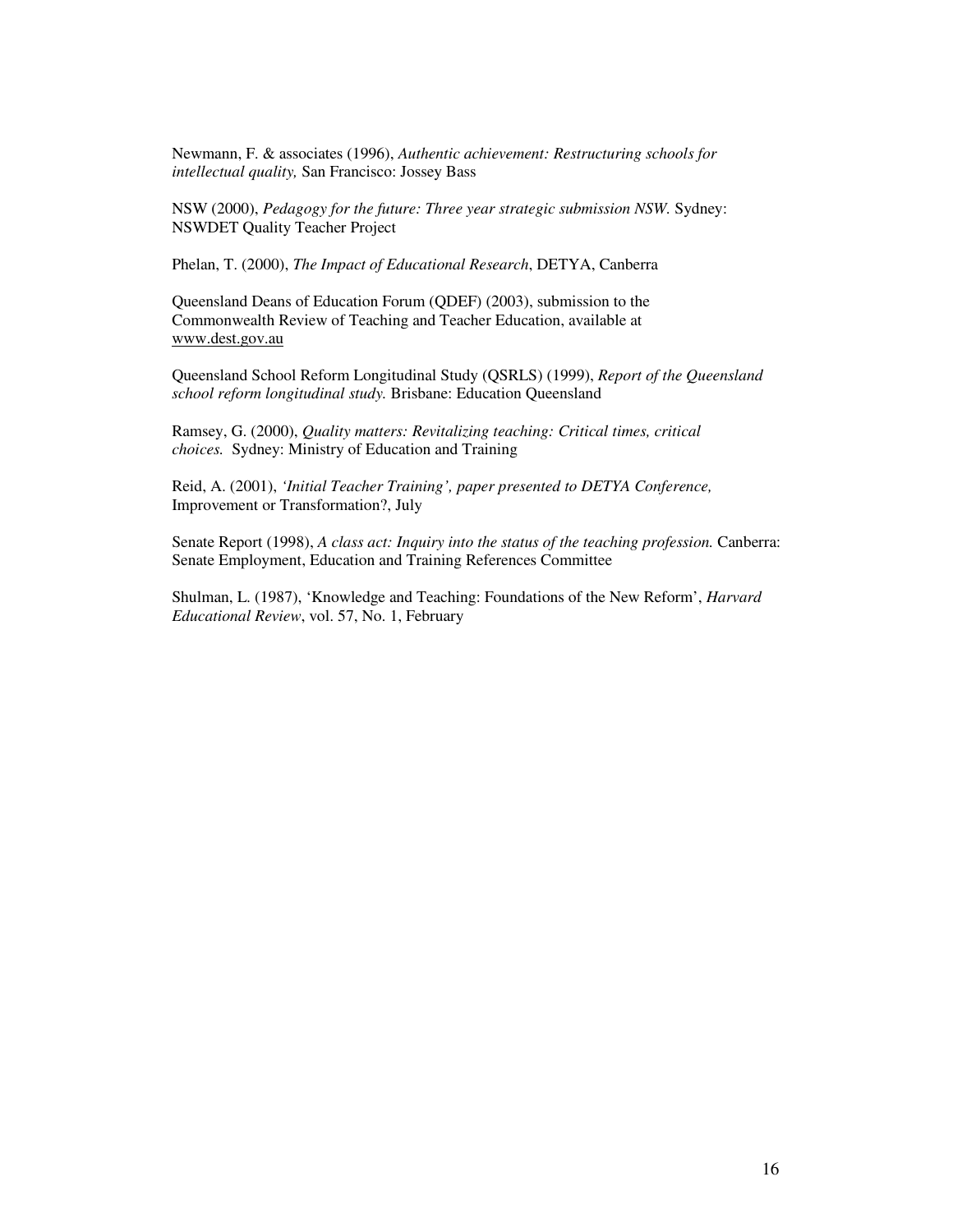Newmann, F. & associates (1996), *Authentic achievement: Restructuring schools for intellectual quality,* San Francisco: Jossey Bass

NSW (2000), *Pedagogy for the future: Three year strategic submission NSW.* Sydney: NSWDET Quality Teacher Project

Phelan, T. (2000), *The Impact of Educational Research*, DETYA, Canberra

Queensland Deans of Education Forum (QDEF) (2003), submission to the Commonwealth Review of Teaching and Teacher Education, available at www.dest.gov.au

Queensland School Reform Longitudinal Study (QSRLS) (1999), *Report of the Queensland school reform longitudinal study.* Brisbane: Education Queensland

Ramsey, G. (2000), *Quality matters: Revitalizing teaching: Critical times, critical choices.* Sydney: Ministry of Education and Training

Reid, A. (2001), *'Initial Teacher Training', paper presented to DETYA Conference,* Improvement or Transformation?, July

Senate Report (1998), *A class act: Inquiry into the status of the teaching profession.* Canberra: Senate Employment, Education and Training References Committee

Shulman, L. (1987), 'Knowledge and Teaching: Foundations of the New Reform', *Harvard Educational Review*, vol. 57, No. 1, February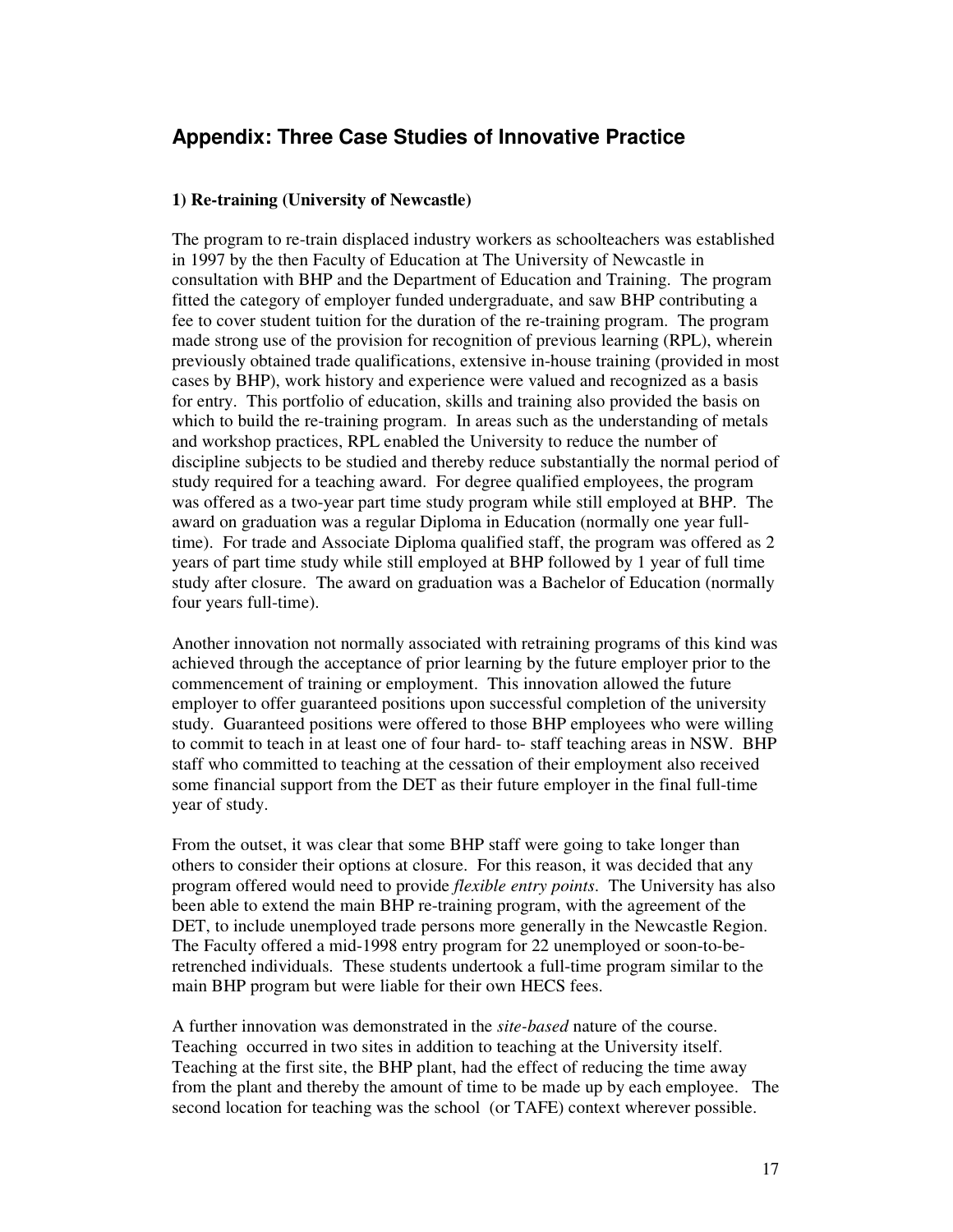## Appendix: Three Case Studies of Innovative Practice

**1) Re-training (University of Newcastle)**

The program to re-train displaced industry workers as schoolteachers was established in 1997 by the then Faculty of Education at The University of Newcastle in consultation with BHP and the Department of Education and Training. The program fitted the category of employer funded undergraduate, and saw BHP contributing a fee to cover student tuition for the duration of the re-training program. The program made strong use of the provision for recognition of previous learning (RPL), wherein previously obtained trade qualifications, extensive in-house training (provided in most cases by BHP), work history and experience were valued and recognized as a basis for entry. This portfolio of education, skills and training also provided the basis on which to build the re-training program. In areas such as the understanding of metals and workshop practices, RPL enabled the University to reduce the number of discipline subjects to be studied and thereby reduce substantially the normal period of study required for a teaching award. For degree qualified employees, the program was offered as a two-year part time study program while still employed at BHP. The award on graduation was a regular Diploma in Education (normally one year full-time). For trade and Associate Diploma qualified staff, the program was offered as 2 years of part time study while still employed at BHP followed by 1 year of full time study after closure. The award on graduation was a Bachelor of Education (normally four years full-time).

Another innovation not normally associated with retraining programs of this kind was achieved through the acceptance of prior learning by the future employer prior to the commencement of training or employment. This innovation allowed the future employer to offer guaranteed positions upon successful completion of the university study. Guaranteed positions were offered to those BHP employees who were willing to commit to teach in at least one of four hard- to- staff teaching areas in NSW. BHP staff who committed to teaching at the cessation of their employment also received some financial support from the DET as their future employer in the final full-time year of study.

From the outset, it was clear that some BHP staff were going to take longer than others to consider their options at closure. For this reason, it was decided that any program offered would need to provide *flexible entry points*. The University has also been able to extend the main BHP re-training program, with the agreement of the DET, to include unemployed trade persons more generally in the Newcastle Region. The Faculty offered a mid-1998 entry program for 22 unemployed or soon-to-be-retrenched individuals. These students undertook a full-time program similar to the main BHP program but were liable for their own HECS fees.

A further innovation was demonstrated in the *site-based* nature of the course. Teaching occurred in two sites in addition to teaching at the University itself. Teaching at the first site, the BHP plant, had the effect of reducing the time away from the plant and thereby the amount of time to be made up by each employee. The second location for teaching was the school (or TAFE) context wherever possible.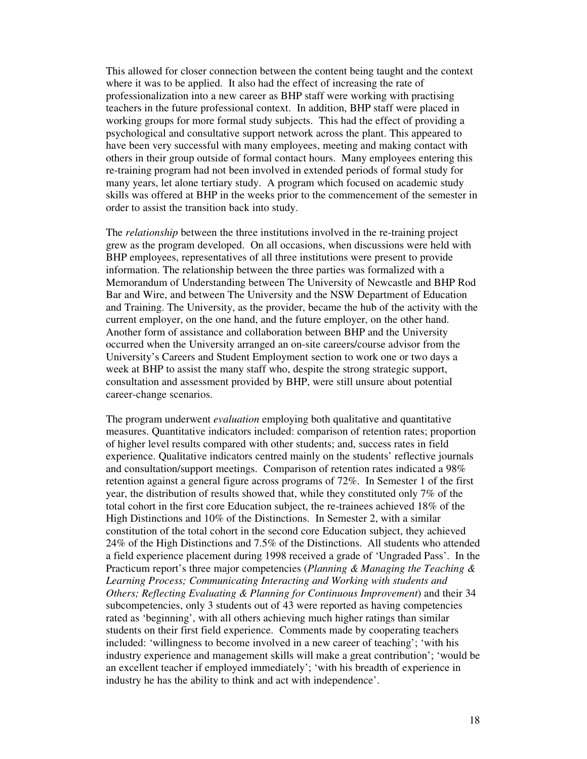This allowed for closer connection between the content being taught and the context where it was to be applied. It also had the effect of increasing the rate of professionalization into a new career as BHP staff were working with practising teachers in the future professional context. In addition, BHP staff were placed in working groups for more formal study subjects. This had the effect of providing a psychological and consultative support network across the plant. This appeared to have been very successful with many employees, meeting and making contact with others in their group outside of formal contact hours. Many employees entering this re-training program had not been involved in extended periods of formal study for many years, let alone tertiary study. A program which focused on academic study skills was offered at BHP in the weeks prior to the commencement of the semester in order to assist the transition back into study.

The *relationship* between the three institutions involved in the re-training project grew as the program developed. On all occasions, when discussions were held with BHP employees, representatives of all three institutions were present to provide information. The relationship between the three parties was formalized with a Memorandum of Understanding between The University of Newcastle and BHP Rod Bar and Wire, and between The University and the NSW Department of Education and Training. The University, as the provider, became the hub of the activity with the current employer, on the one hand, and the future employer, on the other hand. Another form of assistance and collaboration between BHP and the University occurred when the University arranged an on-site careers/course advisor from the University's Careers and Student Employment section to work one or two days a week at BHP to assist the many staff who, despite the strong strategic support, consultation and assessment provided by BHP, were still unsure about potential career-change scenarios.

The program underwent *evaluation* employing both qualitative and quantitative measures. Quantitative indicators included: comparison of retention rates; proportion of higher level results compared with other students; and, success rates in field experience. Qualitative indicators centred mainly on the students' reflective journals and consultation/support meetings. Comparison of retention rates indicated a 98% retention against a general figure across programs of 72%. In Semester 1 of the first year, the distribution of results showed that, while they constituted only 7% of the total cohort in the first core Education subject, the re-trainees achieved 18% of the High Distinctions and 10% of the Distinctions. In Semester 2, with a similar constitution of the total cohort in the second core Education subject, they achieved 24% of the High Distinctions and 7.5% of the Distinctions. All students who attended a field experience placement during 1998 received a grade of 'Ungraded Pass'. In the Practicum report's three major competencies (*Planning & Managing the Teaching & Learning Process; Communicating Interacting and Working with students and Others; Reflecting Evaluating & Planning for Continuous Improvement*) and their 34 subcompetencies, only 3 students out of 43 were reported as having competencies rated as 'beginning', with all others achieving much higher ratings than similar students on their first field experience. Comments made by cooperating teachers included: 'willingness to become involved in a new career of teaching'; 'with his industry experience and management skills will make a great contribution'; 'would be an excellent teacher if employed immediately'; 'with his breadth of experience in industry he has the ability to think and act with independence'.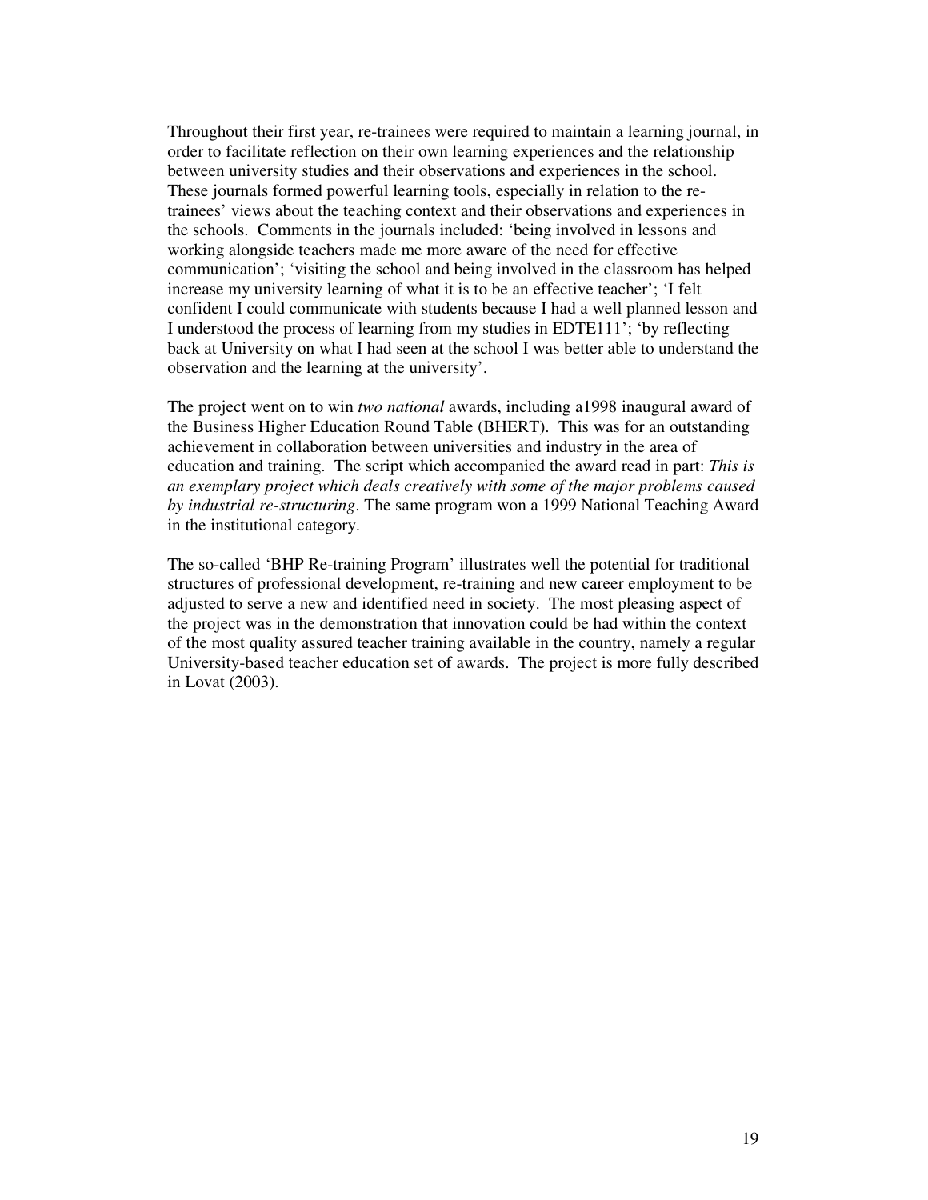Throughout their first year, re-trainees were required to maintain a learning journal, in order to facilitate reflection on their own learning experiences and the relationship between university studies and their observations and experiences in the school. These journals formed powerful learning tools, especially in relation to the re-trainees' views about the teaching context and their observations and experiences in the schools. Comments in the journals included: 'being involved in lessons and working alongside teachers made me more aware of the need for effective communication'; 'visiting the school and being involved in the classroom has helped increase my university learning of what it is to be an effective teacher'; 'I felt confident I could communicate with students because I had a well planned lesson and I understood the process of learning from my studies in EDTE111'; 'by reflecting back at University on what I had seen at the school I was better able to understand the observation and the learning at the university'.

The project went on to win *two national* awards, including a1998 inaugural award of the Business Higher Education Round Table (BHERT). This was for an outstanding achievement in collaboration between universities and industry in the area of education and training. The script which accompanied the award read in part: *This is an exemplary project which deals creatively with some of the major problems caused by industrial re-structuring*. The same program won a 1999 National Teaching Award in the institutional category.

The so-called 'BHP Re-training Program' illustrates well the potential for traditional structures of professional development, re-training and new career employment to be adjusted to serve a new and identified need in society. The most pleasing aspect of the project was in the demonstration that innovation could be had within the context of the most quality assured teacher training available in the country, namely a regular University-based teacher education set of awards. The project is more fully described in Lovat (2003).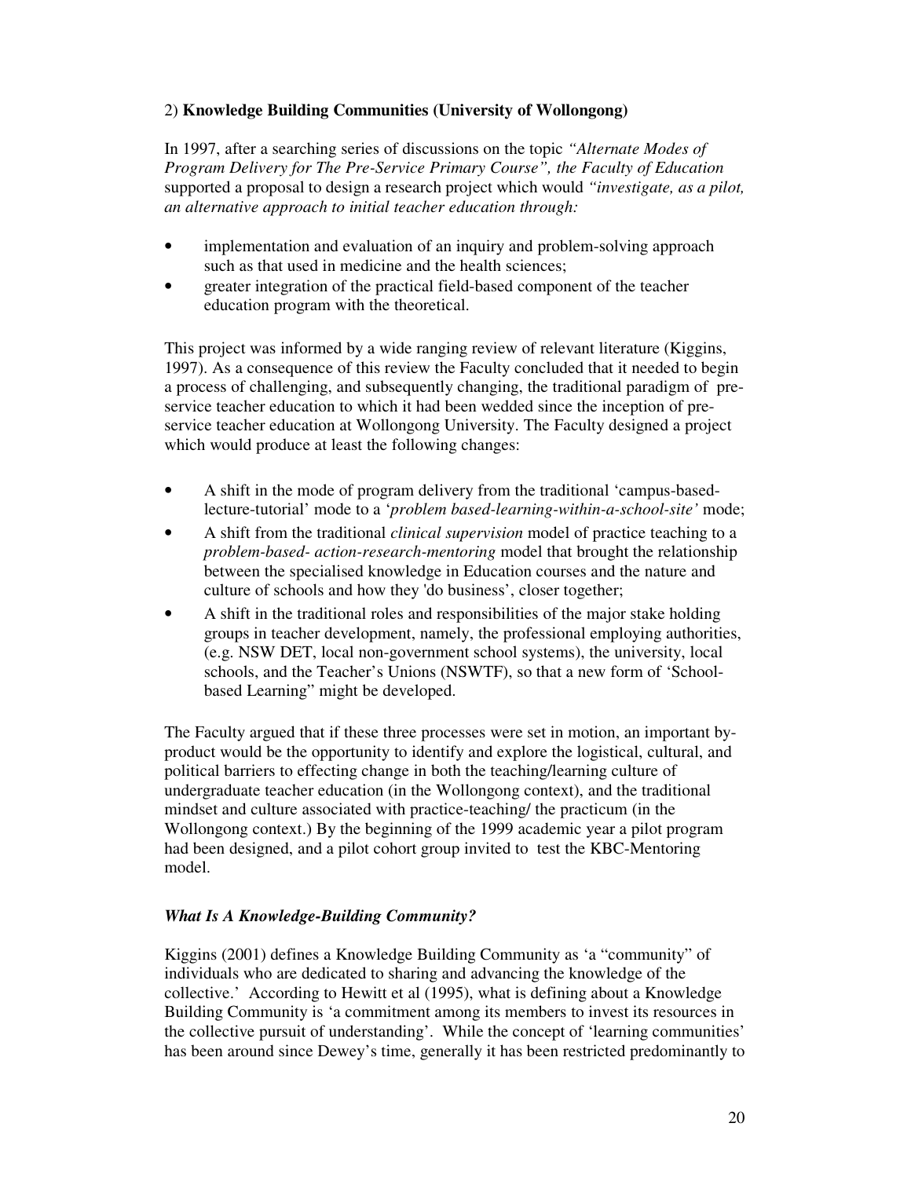2) **Knowledge Building Communities (University of Wollongong)**

In 1997, after a searching series of discussions on the topic *"Alternate Modes of Program Delivery for The Pre-Service Primary Course", the Faculty of Education* supported a proposal to design a research project which would *"investigate, as a pilot, an alternative approach to initial teacher education through:*

- implementation and evaluation of an inquiry and problem-solving approach such as that used in medicine and the health sciences;
- greater integration of the practical field-based component of the teacher education program with the theoretical.

This project was informed by a wide ranging review of relevant literature (Kiggins, 1997). As a consequence of this review the Faculty concluded that it needed to begin a process of challenging, and subsequently changing, the traditional paradigm of pre-service teacher education to which it had been wedded since the inception of pre-service teacher education at Wollongong University. The Faculty designed a project which would produce at least the following changes:

- A shift in the mode of program delivery from the traditional 'campus-based-lecture-tutorial' mode to a '*problem based-learning-within-a-school-site'* mode;
- A shift from the traditional *clinical supervision* model of practice teaching to a *problem-based- action-research-mentoring* model that brought the relationship between the specialised knowledge in Education courses and the nature and culture of schools and how they 'do business', closer together;
- A shift in the traditional roles and responsibilities of the major stake holding groups in teacher development, namely, the professional employing authorities, (e.g. NSW DET, local non-government school systems), the university, local schools, and the Teacher's Unions (NSWTF), so that a new form of 'School-based Learning" might be developed.

The Faculty argued that if these three processes were set in motion, an important by-product would be the opportunity to identify and explore the logistical, cultural, and political barriers to effecting change in both the teaching/learning culture of undergraduate teacher education (in the Wollongong context), and the traditional mindset and culture associated with practice-teaching/ the practicum (in the Wollongong context.) By the beginning of the 1999 academic year a pilot program had been designed, and a pilot cohort group invited to test the KBC-Mentoring model.

### *What Is A Knowledge-Building Community?*

Kiggins (2001) defines a Knowledge Building Community as 'a "community" of individuals who are dedicated to sharing and advancing the knowledge of the collective.' According to Hewitt et al (1995), what is defining about a Knowledge Building Community is 'a commitment among its members to invest its resources in the collective pursuit of understanding'. While the concept of 'learning communities' has been around since Dewey's time, generally it has been restricted predominantly to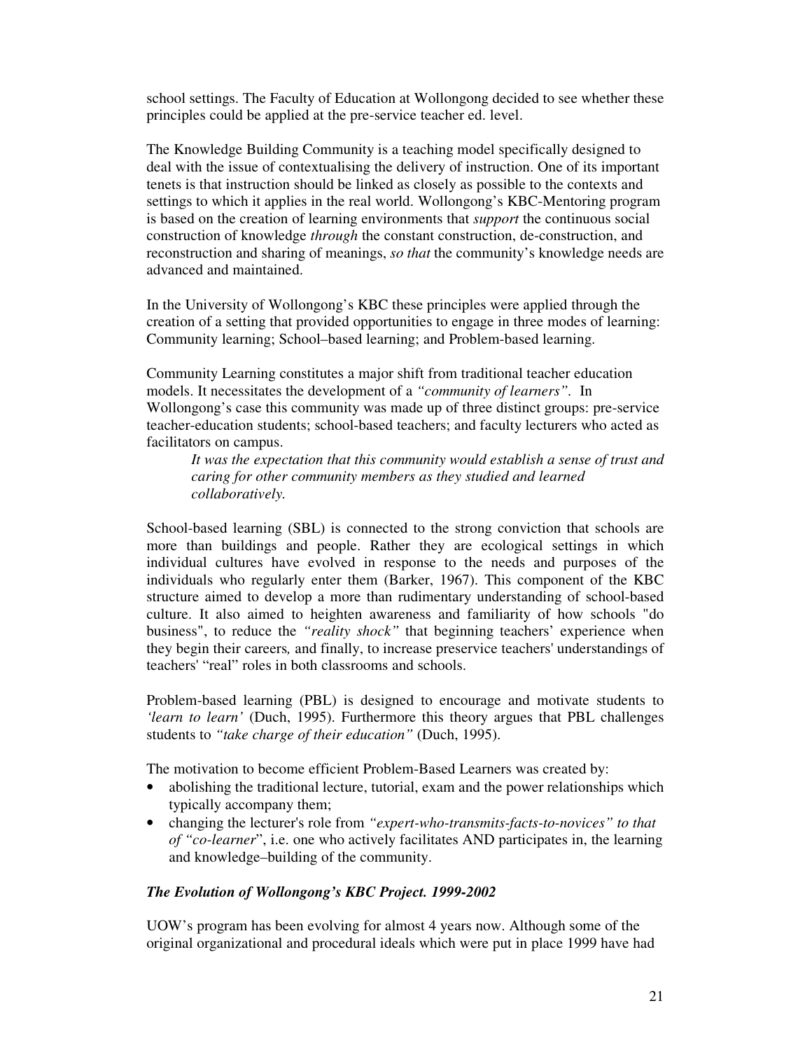school settings. The Faculty of Education at Wollongong decided to see whether these principles could be applied at the pre-service teacher ed. level.

The Knowledge Building Community is a teaching model specifically designed to deal with the issue of contextualising the delivery of instruction. One of its important tenets is that instruction should be linked as closely as possible to the contexts and settings to which it applies in the real world. Wollongong's KBC-Mentoring program is based on the creation of learning environments that *support* the continuous social construction of knowledge *through* the constant construction, de-construction, and reconstruction and sharing of meanings, *so that* the community's knowledge needs are advanced and maintained.

In the University of Wollongong's KBC these principles were applied through the creation of a setting that provided opportunities to engage in three modes of learning: Community learning; School–based learning; and Problem-based learning.

Community Learning constitutes a major shift from traditional teacher education models. It necessitates the development of a *"community of learners"*. In Wollongong's case this community was made up of three distinct groups: pre-service teacher-education students; school-based teachers; and faculty lecturers who acted as facilitators on campus.

> *It was the expectation that this community would establish a sense of trust and caring for other community members as they studied and learned collaboratively.*

School-based learning (SBL) is connected to the strong conviction that schools are more than buildings and people. Rather they are ecological settings in which individual cultures have evolved in response to the needs and purposes of the individuals who regularly enter them (Barker, 1967). This component of the KBC structure aimed to develop a more than rudimentary understanding of school-based culture. It also aimed to heighten awareness and familiarity of how schools "do business", to reduce the *"reality shock"* that beginning teachers' experience when they begin their careers, and finally, to increase preservice teachers' understandings of teachers' "real" roles in both classrooms and schools.

Problem-based learning (PBL) is designed to encourage and motivate students to *'learn to learn'* (Duch, 1995). Furthermore this theory argues that PBL challenges students to *"take charge of their education"* (Duch, 1995).

The motivation to become efficient Problem-Based Learners was created by:

- abolishing the traditional lecture, tutorial, exam and the power relationships which typically accompany them;
- changing the lecturer's role from *"expert-who-transmits-facts-to-novices" to that of "co-learner*", i.e. one who actively facilitates AND participates in, the learning and knowledge–building of the community.

### *The Evolution of Wollongong's KBC Project. 1999-2002*

UOW's program has been evolving for almost 4 years now. Although some of the original organizational and procedural ideals which were put in place 1999 have had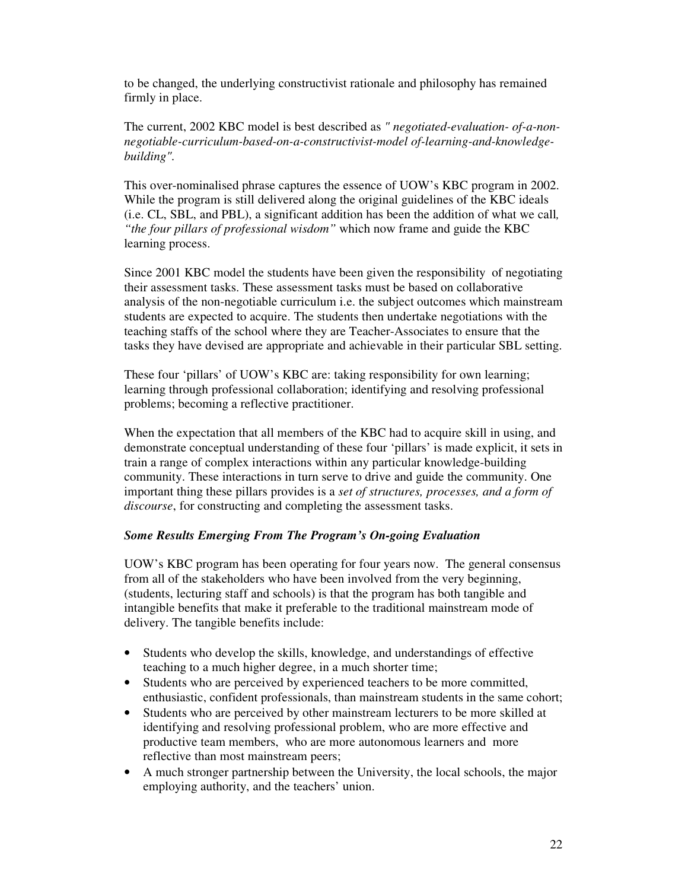to be changed, the underlying constructivist rationale and philosophy has remained firmly in place.

The current, 2002 KBC model is best described as *" negotiated-evaluation- of-a-non-negotiable-curriculum-based-on-a-constructivist-model of-learning-and-knowledge-building".*

This over-nominalised phrase captures the essence of UOW's KBC program in 2002. While the program is still delivered along the original guidelines of the KBC ideals (i.e. CL, SBL, and PBL), a significant addition has been the addition of what we call*, "the four pillars of professional wisdom"* which now frame and guide the KBC learning process.

Since 2001 KBC model the students have been given the responsibility of negotiating their assessment tasks. These assessment tasks must be based on collaborative analysis of the non-negotiable curriculum i.e. the subject outcomes which mainstream students are expected to acquire. The students then undertake negotiations with the teaching staffs of the school where they are Teacher-Associates to ensure that the tasks they have devised are appropriate and achievable in their particular SBL setting.

These four 'pillars' of UOW's KBC are: taking responsibility for own learning; learning through professional collaboration; identifying and resolving professional problems; becoming a reflective practitioner.

When the expectation that all members of the KBC had to acquire skill in using, and demonstrate conceptual understanding of these four 'pillars' is made explicit, it sets in train a range of complex interactions within any particular knowledge-building community. These interactions in turn serve to drive and guide the community. One important thing these pillars provides is a *set of structures, processes, and a form of discourse*, for constructing and completing the assessment tasks.

### *Some Results Emerging From The Program's On-going Evaluation*

UOW's KBC program has been operating for four years now. The general consensus from all of the stakeholders who have been involved from the very beginning, (students, lecturing staff and schools) is that the program has both tangible and intangible benefits that make it preferable to the traditional mainstream mode of delivery. The tangible benefits include:

- Students who develop the skills, knowledge, and understandings of effective teaching to a much higher degree, in a much shorter time;
- Students who are perceived by experienced teachers to be more committed, enthusiastic, confident professionals, than mainstream students in the same cohort;
- Students who are perceived by other mainstream lecturers to be more skilled at identifying and resolving professional problem, who are more effective and productive team members, who are more autonomous learners and more reflective than most mainstream peers;
- A much stronger partnership between the University, the local schools, the major employing authority, and the teachers' union.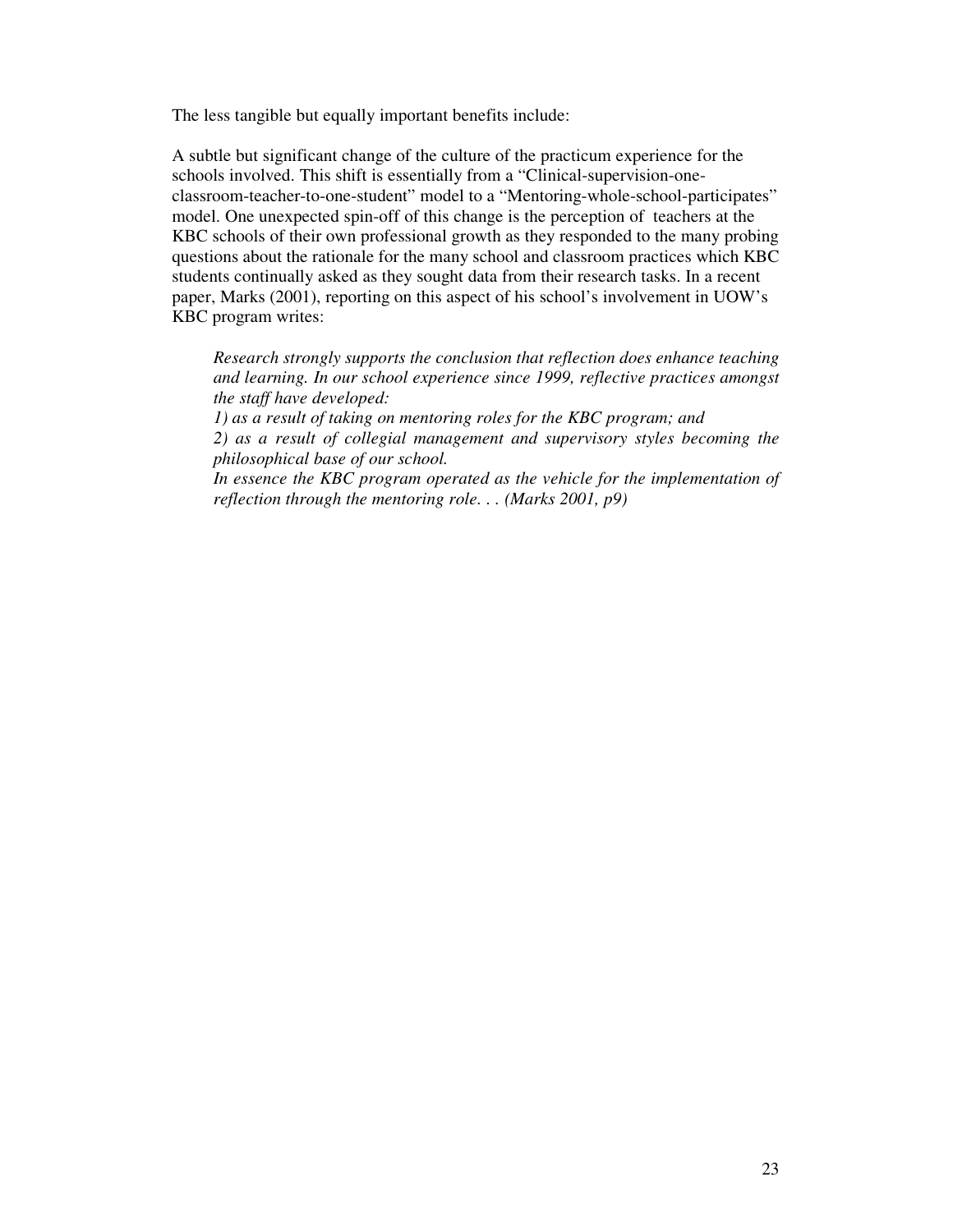The less tangible but equally important benefits include:

A subtle but significant change of the culture of the practicum experience for the schools involved. This shift is essentially from a "Clinical-supervision-one-classroom-teacher-to-one-student" model to a "Mentoring-whole-school-participates" model. One unexpected spin-off of this change is the perception of teachers at the KBC schools of their own professional growth as they responded to the many probing questions about the rationale for the many school and classroom practices which KBC students continually asked as they sought data from their research tasks. In a recent paper, Marks (2001), reporting on this aspect of his school's involvement in UOW's KBC program writes:

> *Research strongly supports the conclusion that reflection does enhance teaching and learning. In our school experience since 1999, reflective practices amongst the staff have developed:*
> *1) as a result of taking on mentoring roles for the KBC program; and*
> *2) as a result of collegial management and supervisory styles becoming the philosophical base of our school.*
> *In essence the KBC program operated as the vehicle for the implementation of reflection through the mentoring role. . . (Marks 2001, p9)*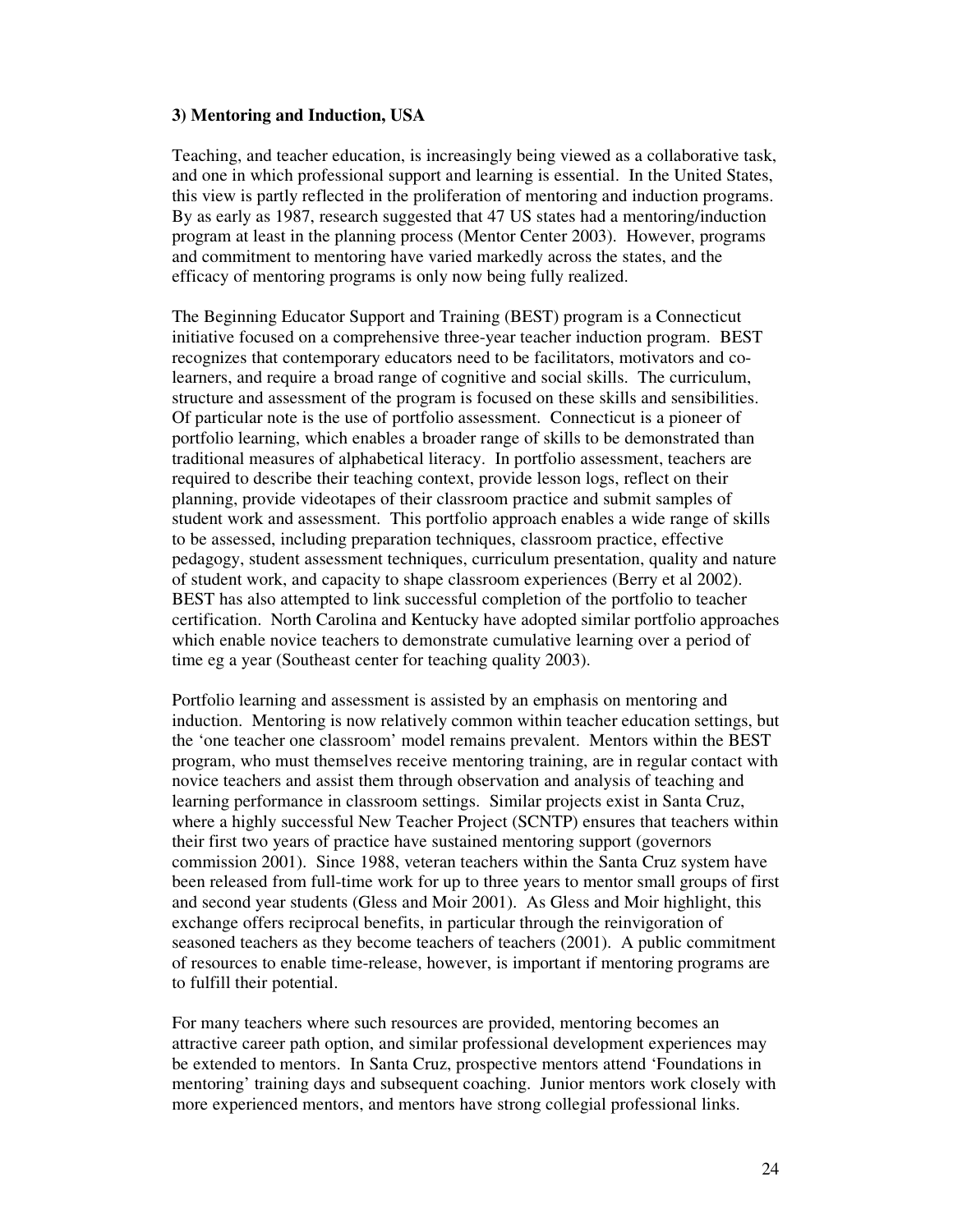### 3) Mentoring and Induction, USA

Teaching, and teacher education, is increasingly being viewed as a collaborative task, and one in which professional support and learning is essential. In the United States, this view is partly reflected in the proliferation of mentoring and induction programs. By as early as 1987, research suggested that 47 US states had a mentoring/induction program at least in the planning process (Mentor Center 2003). However, programs and commitment to mentoring have varied markedly across the states, and the efficacy of mentoring programs is only now being fully realized.

The Beginning Educator Support and Training (BEST) program is a Connecticut initiative focused on a comprehensive three-year teacher induction program. BEST recognizes that contemporary educators need to be facilitators, motivators and co-learners, and require a broad range of cognitive and social skills. The curriculum, structure and assessment of the program is focused on these skills and sensibilities. Of particular note is the use of portfolio assessment. Connecticut is a pioneer of portfolio learning, which enables a broader range of skills to be demonstrated than traditional measures of alphabetical literacy. In portfolio assessment, teachers are required to describe their teaching context, provide lesson logs, reflect on their planning, provide videotapes of their classroom practice and submit samples of student work and assessment. This portfolio approach enables a wide range of skills to be assessed, including preparation techniques, classroom practice, effective pedagogy, student assessment techniques, curriculum presentation, quality and nature of student work, and capacity to shape classroom experiences (Berry et al 2002). BEST has also attempted to link successful completion of the portfolio to teacher certification. North Carolina and Kentucky have adopted similar portfolio approaches which enable novice teachers to demonstrate cumulative learning over a period of time eg a year (Southeast center for teaching quality 2003).

Portfolio learning and assessment is assisted by an emphasis on mentoring and induction. Mentoring is now relatively common within teacher education settings, but the 'one teacher one classroom' model remains prevalent. Mentors within the BEST program, who must themselves receive mentoring training, are in regular contact with novice teachers and assist them through observation and analysis of teaching and learning performance in classroom settings. Similar projects exist in Santa Cruz, where a highly successful New Teacher Project (SCNTP) ensures that teachers within their first two years of practice have sustained mentoring support (governors commission 2001). Since 1988, veteran teachers within the Santa Cruz system have been released from full-time work for up to three years to mentor small groups of first and second year students (Gless and Moir 2001). As Gless and Moir highlight, this exchange offers reciprocal benefits, in particular through the reinvigoration of seasoned teachers as they become teachers of teachers (2001). A public commitment of resources to enable time-release, however, is important if mentoring programs are to fulfill their potential.

For many teachers where such resources are provided, mentoring becomes an attractive career path option, and similar professional development experiences may be extended to mentors. In Santa Cruz, prospective mentors attend 'Foundations in mentoring' training days and subsequent coaching. Junior mentors work closely with more experienced mentors, and mentors have strong collegial professional links.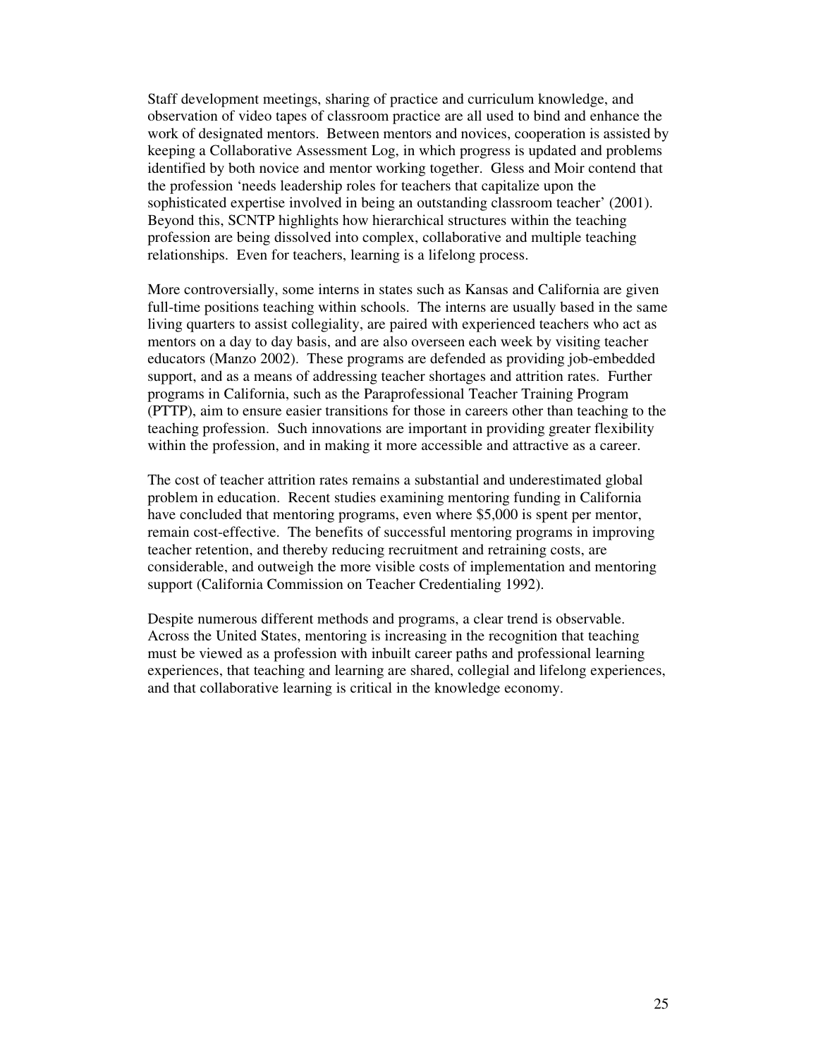Staff development meetings, sharing of practice and curriculum knowledge, and observation of video tapes of classroom practice are all used to bind and enhance the work of designated mentors. Between mentors and novices, cooperation is assisted by keeping a Collaborative Assessment Log, in which progress is updated and problems identified by both novice and mentor working together. Gless and Moir contend that the profession 'needs leadership roles for teachers that capitalize upon the sophisticated expertise involved in being an outstanding classroom teacher' (2001). Beyond this, SCNTP highlights how hierarchical structures within the teaching profession are being dissolved into complex, collaborative and multiple teaching relationships. Even for teachers, learning is a lifelong process.

More controversially, some interns in states such as Kansas and California are given full-time positions teaching within schools. The interns are usually based in the same living quarters to assist collegiality, are paired with experienced teachers who act as mentors on a day to day basis, and are also overseen each week by visiting teacher educators (Manzo 2002). These programs are defended as providing job-embedded support, and as a means of addressing teacher shortages and attrition rates. Further programs in California, such as the Paraprofessional Teacher Training Program (PTTP), aim to ensure easier transitions for those in careers other than teaching to the teaching profession. Such innovations are important in providing greater flexibility within the profession, and in making it more accessible and attractive as a career.

The cost of teacher attrition rates remains a substantial and underestimated global problem in education. Recent studies examining mentoring funding in California have concluded that mentoring programs, even where $5,000 is spent per mentor, remain cost-effective. The benefits of successful mentoring programs in improving teacher retention, and thereby reducing recruitment and retraining costs, are considerable, and outweigh the more visible costs of implementation and mentoring support (California Commission on Teacher Credentialing 1992).

Despite numerous different methods and programs, a clear trend is observable. Across the United States, mentoring is increasing in the recognition that teaching must be viewed as a profession with inbuilt career paths and professional learning experiences, that teaching and learning are shared, collegial and lifelong experiences, and that collaborative learning is critical in the knowledge economy.